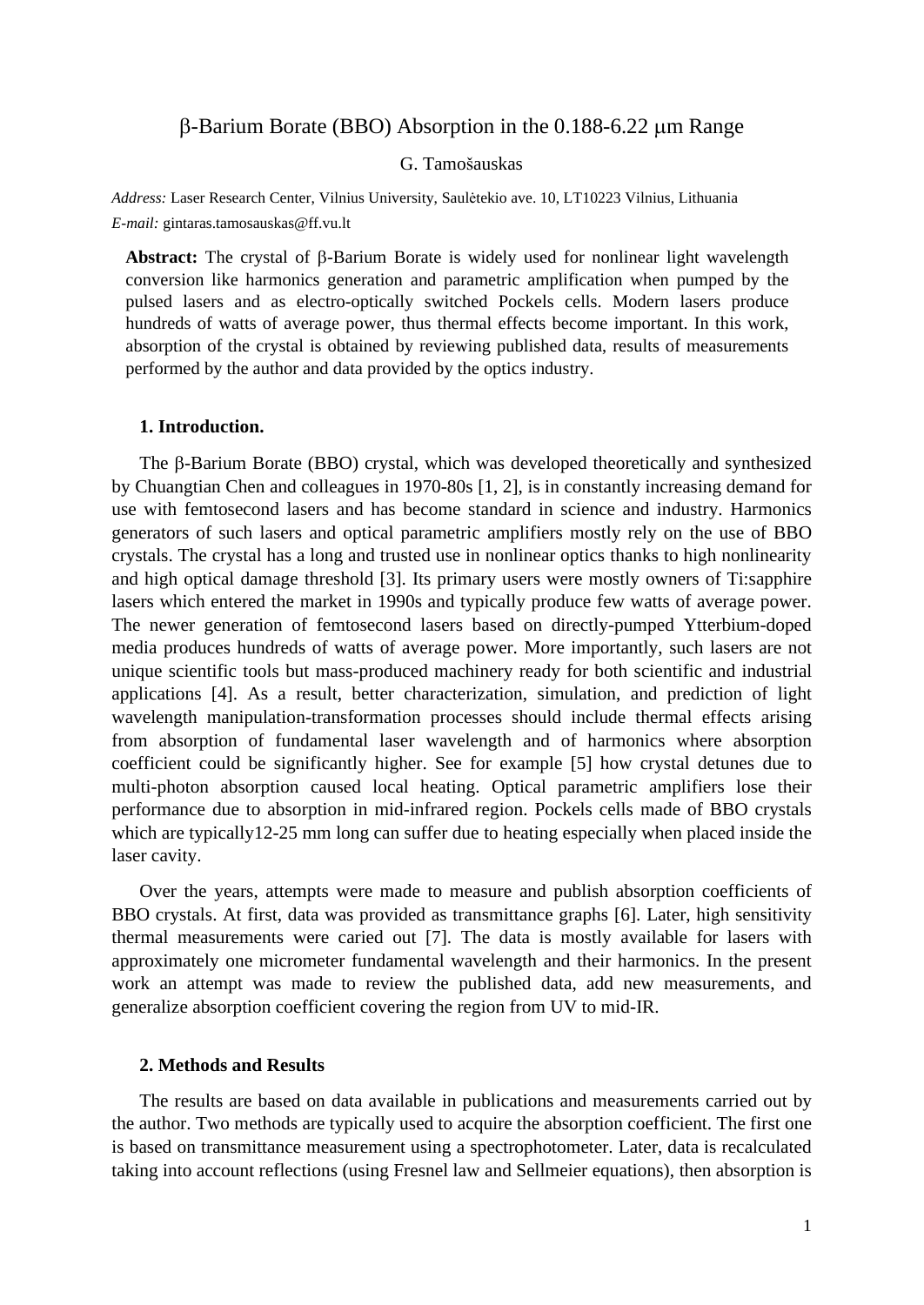# β-Barium Borate (BBO) Absorption in the 0.188-6.22 μm Range

G. Tamošauskas

*Address:* Laser Research Center, Vilnius University, Saulėtekio ave. 10, LT10223 Vilnius, Lithuania

*E-mail:* gintaras.tamosauskas@ff.vu.lt

**Abstract:** The crystal of β-Barium Borate is widely used for nonlinear light wavelength conversion like harmonics generation and parametric amplification when pumped by the pulsed lasers and as electro-optically switched Pockels cells. Modern lasers produce hundreds of watts of average power, thus thermal effects become important. In this work, absorption of the crystal is obtained by reviewing published data, results of measurements performed by the author and data provided by the optics industry.

## 1. Introduction.

The β-Barium Borate (BBO) crystal, which was developed theoretically and synthesized by Chuangtian Chen and colleagues in 1970-80s [1, 2], is in constantly increasing demand for use with femtosecond lasers and has become standard in science and industry. Harmonics generators of such lasers and optical parametric amplifiers mostly rely on the use of BBO crystals. The crystal has a long and trusted use in nonlinear optics thanks to high nonlinearity and high optical damage threshold [3]. Its primary users were mostly owners of Ti:sapphire lasers which entered the market in 1990s and typically produce few watts of average power. The newer generation of femtosecond lasers based on directly-pumped Ytterbium-doped media produces hundreds of watts of average power. More importantly, such lasers are not unique scientific tools but mass-produced machinery ready for both scientific and industrial applications [4]. As a result, better characterization, simulation, and prediction of light wavelength manipulation-transformation processes should include thermal effects arising from absorption of fundamental laser wavelength and of harmonics where absorption coefficient could be significantly higher. See for example [5] how crystal detunes due to multi-photon absorption caused local heating. Optical parametric amplifiers lose their performance due to absorption in mid-infrared region. Pockels cells made of BBO crystals which are typically12-25 mm long can suffer due to heating especially when placed inside the laser cavity.

Over the years, attempts were made to measure and publish absorption coefficients of BBO crystals. At first, data was provided as transmittance graphs [6]. Later, high sensitivity thermal measurements were caried out [7]. The data is mostly available for lasers with approximately one micrometer fundamental wavelength and their harmonics. In the present work an attempt was made to review the published data, add new measurements, and generalize absorption coefficient covering the region from UV to mid-IR.

## 2. Methods and Results

The results are based on data available in publications and measurements carried out by the author. Two methods are typically used to acquire the absorption coefficient. The first one is based on transmittance measurement using a spectrophotometer. Later, data is recalculated taking into account reflections (using Fresnel law and Sellmeier equations), then absorption is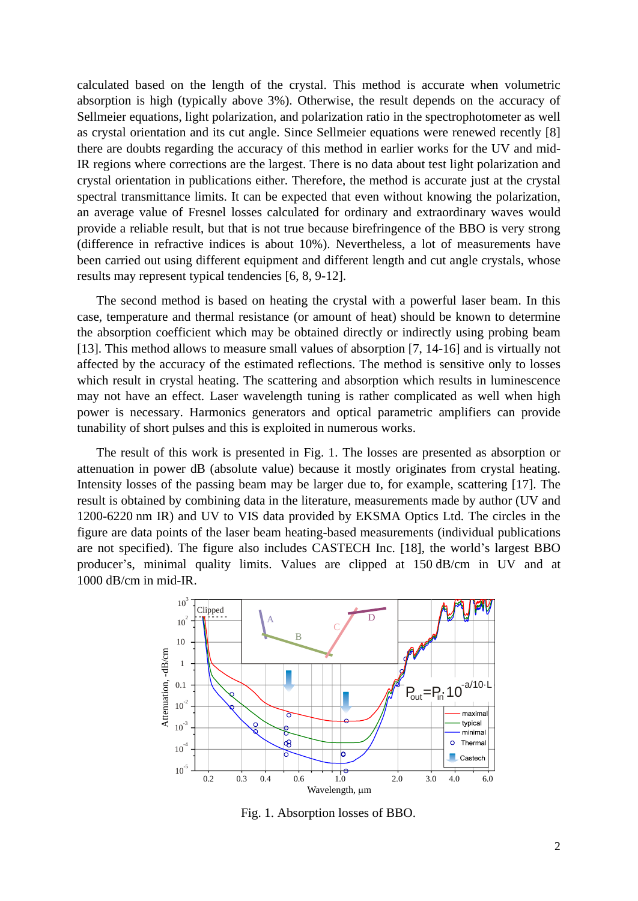calculated based on the length of the crystal. This method is accurate when volumetric absorption is high (typically above 3%). Otherwise, the result depends on the accuracy of Sellmeier equations, light polarization, and polarization ratio in the spectrophotometer as well as crystal orientation and its cut angle. Since Sellmeier equations were renewed recently [8] there are doubts regarding the accuracy of this method in earlier works for the UV and mid-IR regions where corrections are the largest. There is no data about test light polarization and crystal orientation in publications either. Therefore, the method is accurate just at the crystal spectral transmittance limits. It can be expected that even without knowing the polarization, an average value of Fresnel losses calculated for ordinary and extraordinary waves would provide a reliable result, but that is not true because birefringence of the BBO is very strong (difference in refractive indices is about 10%). Nevertheless, a lot of measurements have been carried out using different equipment and different length and cut angle crystals, whose results may represent typical tendencies [6, 8, 9-12].

The second method is based on heating the crystal with a powerful laser beam. In this case, temperature and thermal resistance (or amount of heat) should be known to determine the absorption coefficient which may be obtained directly or indirectly using probing beam [13]. This method allows to measure small values of absorption [7, 14-16] and is virtually not affected by the accuracy of the estimated reflections. The method is sensitive only to losses which result in crystal heating. The scattering and absorption which results in luminescence may not have an effect. Laser wavelength tuning is rather complicated as well when high power is necessary. Harmonics generators and optical parametric amplifiers can provide tunability of short pulses and this is exploited in numerous works.

The result of this work is presented in Fig. 1. The losses are presented as absorption or attenuation in power dB (absolute value) because it mostly originates from crystal heating. Intensity losses of the passing beam may be larger due to, for example, scattering [17]. The result is obtained by combining data in the literature, measurements made by author (UV and 1200-6220 nm IR) and UV to VIS data provided by EKSMA Optics Ltd. The circles in the figure are data points of the laser beam heating-based measurements (individual publications are not specified). The figure also includes CASTECH Inc. [18], the world's largest BBO producer's, minimal quality limits. Values are clipped at 150 dB/cm in UV and at 1000 dB/cm in mid-IR.

Fig. 1. Absorption losses of BBO.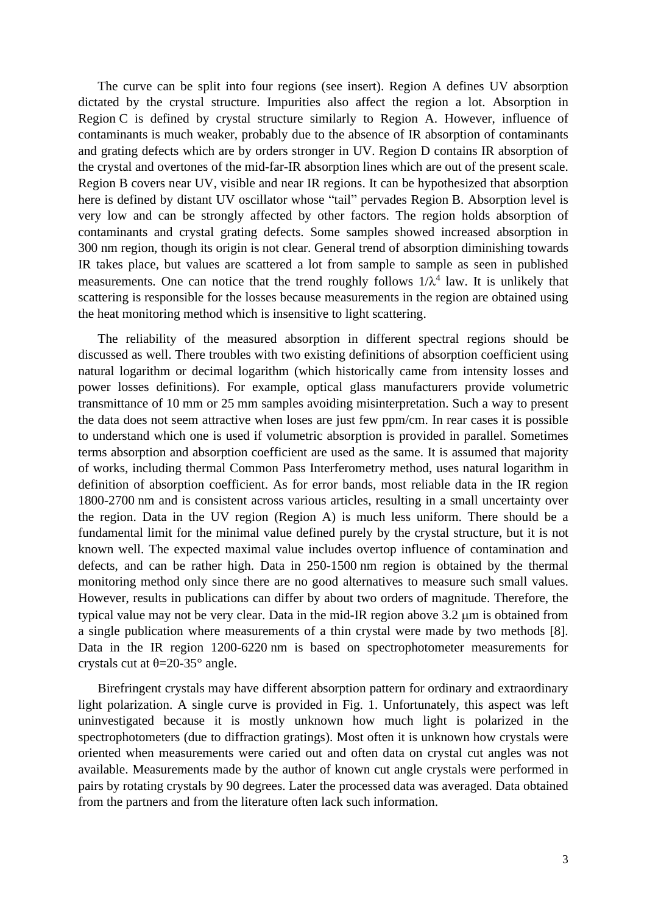The curve can be split into four regions (see insert). Region A defines UV absorption dictated by the crystal structure. Impurities also affect the region a lot. Absorption in Region C is defined by crystal structure similarly to Region A. However, influence of contaminants is much weaker, probably due to the absence of IR absorption of contaminants and grating defects which are by orders stronger in UV. Region D contains IR absorption of the crystal and overtones of the mid-far-IR absorption lines which are out of the present scale. Region B covers near UV, visible and near IR regions. It can be hypothesized that absorption here is defined by distant UV oscillator whose "tail" pervades Region B. Absorption level is very low and can be strongly affected by other factors. The region holds absorption of contaminants and crystal grating defects. Some samples showed increased absorption in 300 nm region, though its origin is not clear. General trend of absorption diminishing towards IR takes place, but values are scattered a lot from sample to sample as seen in published measurements. One can notice that the trend roughly follows $1/\lambda^4$ law. It is unlikely that scattering is responsible for the losses because measurements in the region are obtained using the heat monitoring method which is insensitive to light scattering.

The reliability of the measured absorption in different spectral regions should be discussed as well. There troubles with two existing definitions of absorption coefficient using natural logarithm or decimal logarithm (which historically came from intensity losses and power losses definitions). For example, optical glass manufacturers provide volumetric transmittance of 10 mm or 25 mm samples avoiding misinterpretation. Such a way to present the data does not seem attractive when loses are just few ppm/cm. In rear cases it is possible to understand which one is used if volumetric absorption is provided in parallel. Sometimes terms absorption and absorption coefficient are used as the same. It is assumed that majority of works, including thermal Common Pass Interferometry method, uses natural logarithm in definition of absorption coefficient. As for error bands, most reliable data in the IR region 1800-2700 nm and is consistent across various articles, resulting in a small uncertainty over the region. Data in the UV region (Region A) is much less uniform. There should be a fundamental limit for the minimal value defined purely by the crystal structure, but it is not known well. The expected maximal value includes overtop influence of contamination and defects, and can be rather high. Data in 250-1500 nm region is obtained by the thermal monitoring method only since there are no good alternatives to measure such small values. However, results in publications can differ by about two orders of magnitude. Therefore, the typical value may not be very clear. Data in the mid-IR region above 3.2 μm is obtained from a single publication where measurements of a thin crystal were made by two methods [8]. Data in the IR region 1200-6220 nm is based on spectrophotometer measurements for crystals cut at $\theta$=20-35° angle.

Birefringent crystals may have different absorption pattern for ordinary and extraordinary light polarization. A single curve is provided in Fig. 1. Unfortunately, this aspect was left uninvestigated because it is mostly unknown how much light is polarized in the spectrophotometers (due to diffraction gratings). Most often it is unknown how crystals were oriented when measurements were caried out and often data on crystal cut angles was not available. Measurements made by the author of known cut angle crystals were performed in pairs by rotating crystals by 90 degrees. Later the processed data was averaged. Data obtained from the partners and from the literature often lack such information.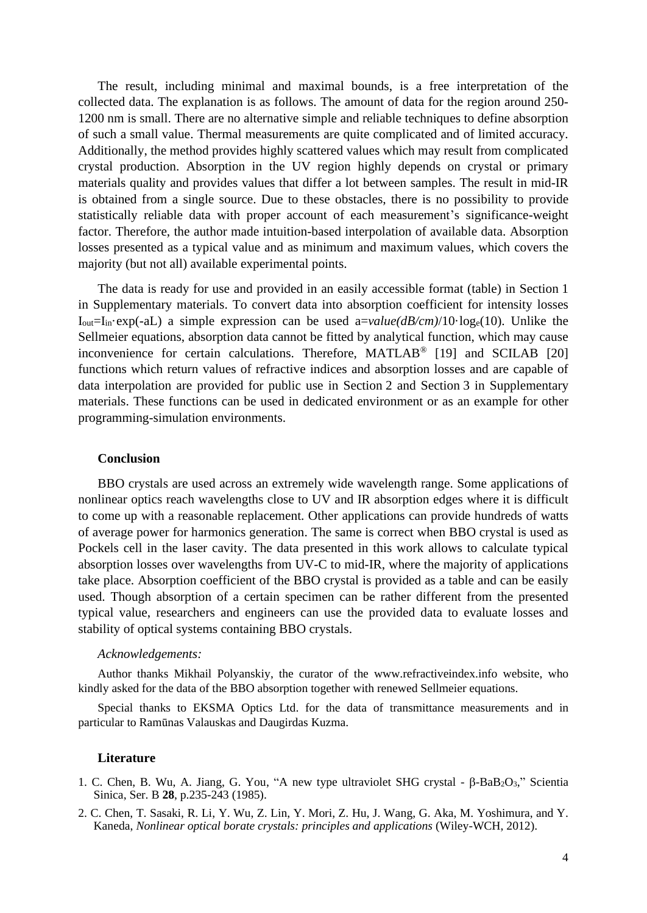The result, including minimal and maximal bounds, is a free interpretation of the collected data. The explanation is as follows. The amount of data for the region around 250-1200 nm is small. There are no alternative simple and reliable techniques to define absorption of such a small value. Thermal measurements are quite complicated and of limited accuracy. Additionally, the method provides highly scattered values which may result from complicated crystal production. Absorption in the UV region highly depends on crystal or primary materials quality and provides values that differ a lot between samples. The result in mid-IR is obtained from a single source. Due to these obstacles, there is no possibility to provide statistically reliable data with proper account of each measurement's significance-weight factor. Therefore, the author made intuition-based interpolation of available data. Absorption losses presented as a typical value and as minimum and maximum values, which covers the majority (but not all) available experimental points.

The data is ready for use and provided in an easily accessible format (table) in Section 1 in Supplementary materials. To convert data into absorption coefficient for intensity losses $I_{out}=I_{in}\cdot\exp(-aL)$ a simple expression can be used $a=value(dB/cm)/10\cdot\log_e(10)$. Unlike the Sellmeier equations, absorption data cannot be fitted by analytical function, which may cause inconvenience for certain calculations. Therefore, MATLAB® [19] and SCILAB [20] functions which return values of refractive indices and absorption losses and are capable of data interpolation are provided for public use in Section 2 and Section 3 in Supplementary materials. These functions can be used in dedicated environment or as an example for other programming-simulation environments.

## Conclusion

BBO crystals are used across an extremely wide wavelength range. Some applications of nonlinear optics reach wavelengths close to UV and IR absorption edges where it is difficult to come up with a reasonable replacement. Other applications can provide hundreds of watts of average power for harmonics generation. The same is correct when BBO crystal is used as Pockels cell in the laser cavity. The data presented in this work allows to calculate typical absorption losses over wavelengths from UV-C to mid-IR, where the majority of applications take place. Absorption coefficient of the BBO crystal is provided as a table and can be easily used. Though absorption of a certain specimen can be rather different from the presented typical value, researchers and engineers can use the provided data to evaluate losses and stability of optical systems containing BBO crystals.

*Acknowledgements:*

Author thanks Mikhail Polyanskiy, the curator of the www.refractiveindex.info website, who kindly asked for the data of the BBO absorption together with renewed Sellmeier equations.

Special thanks to EKSMA Optics Ltd. for the data of transmittance measurements and in particular to Ramūnas Valauskas and Daugirdas Kuzma.

## Literature

1. C. Chen, B. Wu, A. Jiang, G. You, "A new type ultraviolet SHG crystal - β-$BaB_2O_3$," Scientia Sinica, Ser. B **28**, p.235-243 (1985).
2. C. Chen, T. Sasaki, R. Li, Y. Wu, Z. Lin, Y. Mori, Z. Hu, J. Wang, G. Aka, M. Yoshimura, and Y. Kaneda, *Nonlinear optical borate crystals: principles and applications* (Wiley-WCH, 2012).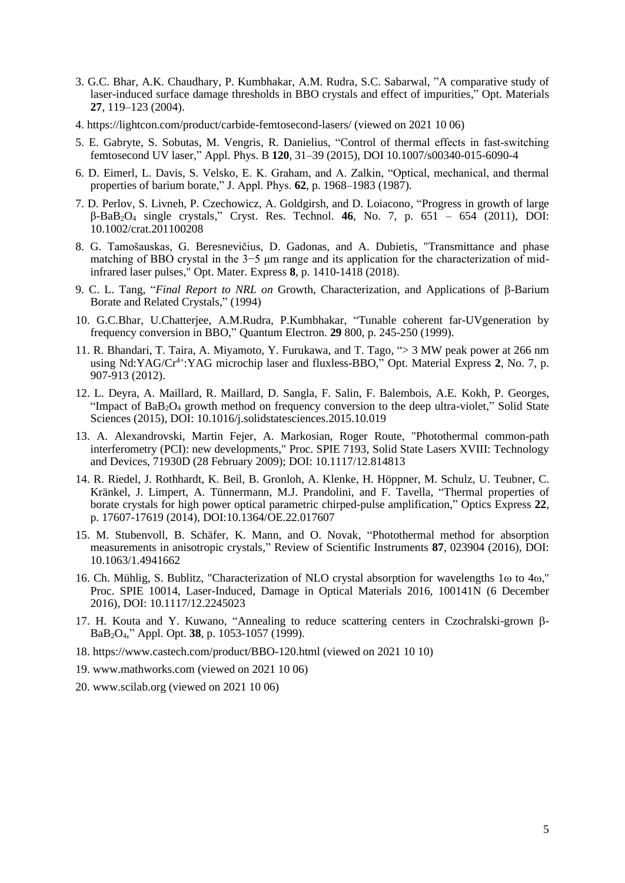3. G.C. Bhar, A.K. Chaudhary, P. Kumbhakar, A.M. Rudra, S.C. Sabarwal, "A comparative study of laser-induced surface damage thresholds in BBO crystals and effect of impurities," Opt. Materials **27**, 119–123 (2004).

4. https://lightcon.com/product/carbide-femtosecond-lasers/ (viewed on 2021 10 06)

5. E. Gabryte, S. Sobutas, M. Vengris, R. Danielius, "Control of thermal effects in fast-switching femtosecond UV laser," Appl. Phys. B **120**, 31–39 (2015), DOI 10.1007/s00340-015-6090-4

6. D. Eimerl, L. Davis, S. Velsko, E. K. Graham, and A. Zalkin, "Optical, mechanical, and thermal properties of barium borate," J. Appl. Phys. **62**, p. 1968–1983 (1987).

7. D. Perlov, S. Livneh, P. Czechowicz, A. Goldgirsh, and D. Loiacono, "Progress in growth of large β-$BaB_2O_4$ single crystals," Cryst. Res. Technol. **46**, No. 7, p. 651 – 654 (2011), DOI: 10.1002/crat.201100208

8. G. Tamošauskas, G. Beresnevičius, D. Gadonas, and A. Dubietis, "Transmittance and phase matching of BBO crystal in the 3−5 μm range and its application for the characterization of mid-infrared laser pulses," Opt. Mater. Express **8**, p. 1410-1418 (2018).

9. C. L. Tang, "*Final Report to NRL on* Growth, Characterization, and Applications of β-Barium Borate and Related Crystals," (1994)

10. G.C.Bhar, U.Chatterjee, A.M.Rudra, P.Kumbhakar, "Tunable coherent far-UVgeneration by frequency conversion in BBO," Quantum Electron. **29** 800, p. 245-250 (1999).

11. R. Bhandari, T. Taira, A. Miyamoto, Y. Furukawa, and T. Tago, "> 3 MW peak power at 266 nm using Nd:YAG/$Cr^{4+}$:YAG microchip laser and fluxless-BBO," Opt. Material Express **2**, No. 7, p. 907-913 (2012).

12. L. Deyra, A. Maillard, R. Maillard, D. Sangla, F. Salin, F. Balembois, A.E. Kokh, P. Georges, "Impact of $BaB_2O_4$ growth method on frequency conversion to the deep ultra-violet," Solid State Sciences (2015), DOI: 10.1016/j.solidstatesciences.2015.10.019

13. A. Alexandrovski, Martin Fejer, A. Markosian, Roger Route, "Photothermal common-path interferometry (PCI): new developments," Proc. SPIE 7193, Solid State Lasers XVIII: Technology and Devices, 71930D (28 February 2009); DOI: 10.1117/12.814813

14. R. Riedel, J. Rothhardt, K. Beil, B. Gronloh, A. Klenke, H. Höppner, M. Schulz, U. Teubner, C. Kränkel, J. Limpert, A. Tünnermann, M.J. Prandolini, and F. Tavella, "Thermal properties of borate crystals for high power optical parametric chirped-pulse amplification," Optics Express **22**, p. 17607-17619 (2014), DOI:10.1364/OE.22.017607

15. M. Stubenvoll, B. Schäfer, K. Mann, and O. Novak, "Photothermal method for absorption measurements in anisotropic crystals," Review of Scientific Instruments **87**, 023904 (2016), DOI: 10.1063/1.4941662

16. Ch. Mühlig, S. Bublitz, "Characterization of NLO crystal absorption for wavelengths 1ω to 4ω," Proc. SPIE 10014, Laser-Induced, Damage in Optical Materials 2016, 100141N (6 December 2016), DOI: 10.1117/12.2245023

17. H. Kouta and Y. Kuwano, "Annealing to reduce scattering centers in Czochralski-grown β-$BaB_2O_4$," Appl. Opt. **38**, p. 1053-1057 (1999).

18. https://www.castech.com/product/BBO-120.html (viewed on 2021 10 10)

19. www.mathworks.com (viewed on 2021 10 06)

20. www.scilab.org (viewed on 2021 10 06)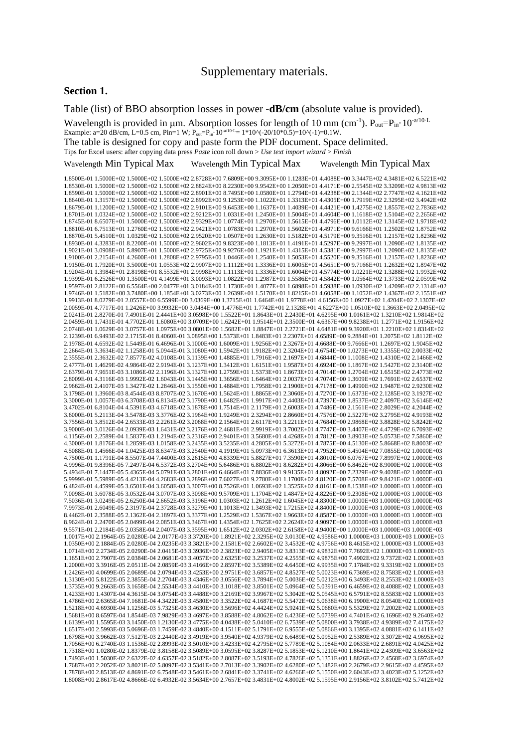# Supplementary materials.

## Section 1.

Table (list) of BBO absorption losses in power **-dB/cm** (absolute value is provided).

Wavelength is provided in μm. Absorption losses for length of 10 mm (cm$^{-1}$). $P_{out}=P_{in}\cdot 10^{-a/10\cdot L}$

Example: a=20 dB/cm, L=0.5 cm, Pin=1 W; $P_{out}=P_{in}\cdot 10^{-a/10\cdot L}$= 1*10^(-20/10*0.5)=10^(-1)=0.1W.

The table is designed for copy and paste form the PDF document. Space delimited.

Tips for Excel users: after copying data press *Paste* icon roll down > *Use text import wizard* > *Finish*

| Wavelength | Min | Typical | Max | Wavelength | Min | Typical | Max | Wavelength | Min | Typical | Max |
|---|---|---|---|---|---|---|---|---|---|---|---|
| 1.8500E-01 | 1.5000E+02 | 1.5000E+02 | 1.5000E+02 | 2.8728E+00 | 7.6809E+00 | 9.3095E+00 | 1.1283E+01 | 4.4088E+00 | 3.3447E+02 | 4.3481E+02 | 6.5221E+02 |
| 1.8530E-01 | 1.5000E+02 | 1.5000E+02 | 1.5000E+02 | 2.8824E+00 | 8.2230E+00 | 9.9542E+00 | 1.2050E+01 | 4.4171E+00 | 2.5545E+02 | 3.3209E+02 | 4.9813E+02 |
| 1.8590E-01 | 1.5000E+02 | 1.5000E+02 | 1.5000E+02 | 2.8901E+00 | 8.7495E+00 | 1.0580E+01 | 1.2794E+01 | 4.4238E+00 | 2.1344E+02 | 2.7747E+02 | 4.1621E+02 |
| 1.8640E-01 | 1.3157E+02 | 1.5000E+02 | 1.5000E+02 | 2.8992E+00 | 9.1253E+00 | 1.1022E+01 | 1.3313E+01 | 4.4305E+00 | 1.7919E+02 | 2.3295E+02 | 3.4942E+02 |
| 1.8679E-01 | 1.1200E+02 | 1.5000E+02 | 1.5000E+02 | 2.9101E+00 | 9.6453E+00 | 1.1637E+01 | 1.4039E+01 | 4.4421E+00 | 1.4275E+02 | 1.8557E+02 | 2.7836E+02 |
| 1.8701E-01 | 1.0324E+02 | 1.5000E+02 | 1.5000E+02 | 2.9212E+00 | 1.0331E+01 | 1.2450E+01 | 1.5004E+01 | 4.4604E+00 | 1.1618E+02 | 1.5104E+02 | 2.2656E+02 |
| 1.8745E-01 | 8.6507E+01 | 1.5000E+02 | 1.5000E+02 | 2.9329E+00 | 1.0774E+01 | 1.2970E+01 | 1.5615E+01 | 4.4796E+00 | 1.0112E+02 | 1.3145E+02 | 1.9718E+02 |
| 1.8810E-01 | 6.7513E+01 | 1.2760E+02 | 1.5000E+02 | 2.9421E+00 | 1.0783E+01 | 1.2970E+01 | 1.5602E+01 | 4.4971E+00 | 9.6166E+01 | 1.2502E+02 | 1.8752E+02 |
| 1.8870E-01 | 5.4510E+01 | 1.0329E+02 | 1.5000E+02 | 2.9520E+00 | 1.0507E+01 | 1.2630E+01 | 1.5182E+01 | 4.5179E+00 | 9.3516E+01 | 1.2157E+02 | 1.8236E+02 |
| 1.8930E-01 | 4.3283E+01 | 8.2200E+01 | 1.5000E+02 | 2.9602E+00 | 9.8323E+00 | 1.1813E+01 | 1.4191E+01 | 4.5297E+00 | 9.2997E+01 | 1.2090E+02 | 1.8135E+02 |
| 1.9021E-01 | 3.0908E+01 | 5.8907E+01 | 1.5000E+02 | 2.9725E+00 | 9.9276E+00 | 1.1921E+01 | 1.4315E+01 | 4.5381E+00 | 9.2997E+01 | 1.2090E+02 | 1.8135E+02 |
| 1.9100E-01 | 2.2154E+01 | 4.2600E+01 | 1.2808E+02 | 2.9795E+00 | 1.0446E+01 | 1.2540E+01 | 1.5053E+01 | 4.5520E+00 | 9.3516E+01 | 1.2157E+02 | 1.8236E+02 |
| 1.9150E-01 | 1.7920E+01 | 3.5000E+01 | 1.0553E+02 | 2.9907E+00 | 1.1112E+01 | 1.3336E+01 | 1.6005E+01 | 4.5651E+00 | 9.7166E+01 | 1.2632E+02 | 1.8947E+02 |
| 1.9204E-01 | 1.3984E+01 | 2.8198E+01 | 8.5532E+01 | 2.9998E+00 | 1.1113E+01 | 1.3336E+01 | 1.6004E+01 | 4.5774E+00 | 1.0221E+02 | 1.3288E+02 | 1.9932E+02 |
| 1.9399E-01 | 6.2526E+00 | 1.3500E+01 | 4.1499E+01 | 3.0093E+00 | 1.0822E+01 | 1.2987E+01 | 1.5586E+01 | 4.5842E+00 | 1.0564E+02 | 1.3733E+02 | 2.0599E+02 |
| 1.9597E-01 | 2.8122E+00 | 6.5564E+00 | 2.0477E+01 | 3.0184E+00 | 1.1730E+01 | 1.4077E+01 | 1.6898E+01 | 4.5938E+00 | 1.0930E+02 | 1.4209E+02 | 2.1314E+02 |
| 1.9746E-01 | 1.5182E+00 | 3.7480E+00 | 1.1854E+01 | 3.0273E+00 | 1.2639E+01 | 1.5170E+01 | 1.8215E+01 | 4.6058E+00 | 1.1052E+02 | 1.4367E+02 | 2.1551E+02 |
| 1.9913E-01 | 8.0279E-01 | 2.0557E+00 | 6.5599E+00 | 3.0369E+00 | 1.3715E+01 | 1.6464E+01 | 1.9778E+01 | 4.6156E+00 | 1.0927E+02 | 1.4204E+02 | 2.1307E+02 |
| 2.0059E-01 | 4.7717E-01 | 1.2426E+00 | 3.9932E+00 | 3.0484E+00 | 1.4776E+01 | 1.7742E+01 | 2.1328E+01 | 4.6227E+00 | 1.0510E+02 | 1.3663E+02 | 2.0495E+02 |
| 2.0241E-01 | 2.8270E-01 | 7.4901E-01 | 2.4441E+00 | 3.0598E+00 | 1.5522E+01 | 1.8643E+01 | 2.2430E+01 | 4.6295E+00 | 1.0161E+02 | 1.3210E+02 | 1.9814E+02 |
| 2.0459E-01 | 1.7431E-01 | 4.7702E-01 | 1.6080E+00 | 3.0709E+00 | 1.6242E+01 | 1.9514E+01 | 2.3500E+01 | 4.6367E+00 | 9.8238E+01 | 1.2771E+02 | 1.9156E+02 |
| 2.0748E-01 | 1.0629E-01 | 3.0757E-01 | 1.0975E+00 | 3.0801E+00 | 1.5682E+01 | 1.8847E+01 | 2.2721E+01 | 4.6481E+00 | 9.3920E+01 | 1.2210E+02 | 1.8314E+02 |
| 2.1239E-01 | 6.9493E-02 | 2.1715E-01 | 8.4060E-01 | 3.0895E+00 | 1.5373E+01 | 1.8483E+01 | 2.2307E+01 | 4.6589E+00 | 9.2884E+01 | 1.2075E+02 | 1.8112E+02 |
| 2.1978E-01 | 4.6592E-02 | 1.5449E-01 | 6.4696E-01 | 3.1000E+00 | 1.6009E+01 | 1.9256E+01 | 2.3267E+01 | 4.6688E+00 | 9.7666E+01 | 1.2697E+02 | 1.9045E+02 |
| 2.2664E-01 | 3.3634E-02 | 1.1258E-01 | 5.0944E-01 | 3.1080E+00 | 1.5942E+01 | 1.9182E+01 | 2.3204E+01 | 4.6754E+00 | 1.0273E+02 | 1.3355E+02 | 2.0033E+02 |
| 2.3555E-01 | 2.3632E-02 | 7.8577E-02 | 4.0108E-01 | 3.1139E+00 | 1.4885E+01 | 1.7916E+01 | 2.1697E+01 | 4.6844E+00 | 1.1008E+02 | 1.4310E+02 | 2.1466E+02 |
| 2.4777E-01 | 1.4629E-02 | 4.9864E-02 | 2.9194E-01 | 3.1237E+00 | 1.3412E+01 | 1.6151E+01 | 1.9587E+01 | 4.6924E+00 | 1.1867E+02 | 1.5427E+02 | 2.3140E+02 |
| 2.6379E-01 | 7.9651E-03 | 3.1086E-02 | 2.1196E-01 | 3.1327E+00 | 1.2759E+01 | 1.5373E+01 | 1.8673E+01 | 4.7014E+00 | 1.2704E+02 | 1.6515E+02 | 2.4773E+02 |
| 2.8009E-01 | 4.3116E-03 | 1.9992E-02 | 1.6043E-01 | 3.1445E+00 | 1.3656E+01 | 1.6464E+01 | 2.0037E+01 | 4.7074E+00 | 1.3609E+02 | 1.7691E+02 | 2.6537E+02 |
| 2.9662E-01 | 2.4107E-03 | 1.3427E-02 | 1.2846E-01 | 3.1550E+00 | 1.4884E+01 | 1.7958E+01 | 2.1900E+01 | 4.7178E+00 | 1.4990E+02 | 1.9487E+02 | 2.9230E+02 |
| 3.1798E-01 | 1.3960E-03 | 8.4544E-03 | 8.8707E-02 | 3.1670E+00 | 1.5624E+01 | 1.8865E+01 | 2.3060E+01 | 4.7270E+00 | 1.6373E+02 | 2.1285E+02 | 3.1927E+02 |
| 3.3000E-01 | 1.0057E-03 | 6.3708E-03 | 6.8134E-02 | 3.1790E+00 | 1.6482E+01 | 1.9917E+01 | 2.4403E+01 | 4.7397E+00 | 1.8537E+02 | 2.4097E+02 | 3.6146E+02 |
| 3.4702E-01 | 6.8104E-04 | 4.5391E-03 | 4.6718E-02 | 3.1878E+00 | 1.7514E+01 | 2.1179E+01 | 2.6003E+01 | 4.7486E+00 | 2.1561E+02 | 2.8029E+02 | 4.2044E+02 |
| 3.6000E-01 | 5.2113E-04 | 3.5478E-03 | 3.3776E-02 | 3.1964E+00 | 1.9249E+01 | 2.3294E+01 | 2.8660E+01 | 4.7576E+00 | 2.5227E+02 | 3.2795E+02 | 4.9193E+02 |
| 3.7556E-01 | 3.8512E-04 | 2.6533E-03 | 2.2261E-02 | 3.2068E+00 | 2.1564E+01 | 2.6117E+01 | 3.2211E+01 | 4.7684E+00 | 2.9868E+02 | 3.8828E+02 | 5.8242E+02 |
| 3.9000E-01 | 3.0126E-04 | 2.0939E-03 | 1.6431E-02 | 3.2176E+00 | 2.4681E+01 | 2.9919E+01 | 3.7002E+01 | 4.7747E+00 | 3.4407E+02 | 4.4729E+02 | 6.7093E+02 |
| 4.1156E-01 | 2.2589E-04 | 1.5837E-03 | 1.2194E-02 | 3.2316E+00 | 2.9401E+01 | 3.5680E+01 | 4.4268E+01 | 4.7812E+00 | 3.8903E+02 | 5.0573E+02 | 7.5860E+02 |
| 4.3000E-01 | 1.8176E-04 | 1.2859E-03 | 1.0158E-02 | 3.2435E+00 | 3.5235E+01 | 4.2805E+01 | 5.3272E+01 | 4.7875E+00 | 4.5130E+02 | 5.8668E+02 | 8.8003E+02 |
| 4.5088E-01 | 1.4566E-04 | 1.0425E-03 | 8.6347E-03 | 3.2540E+00 | 4.1919E+01 | 5.0973E+01 | 6.3613E+01 | 4.7952E+00 | 5.4504E+02 | 7.0855E+02 | 1.0000E+03 |
| 4.7500E-01 | 1.1791E-04 | 8.5507E-04 | 7.4400E-03 | 3.2615E+00 | 4.8339E+01 | 5.8827E+01 | 7.3590E+01 | 4.8010E+00 | 6.0767E+02 | 7.8997E+02 | 1.0000E+03 |
| 4.9996E-01 | 9.8396E-05 | 7.2497E-04 | 6.5372E-03 | 3.2704E+00 | 5.6486E+01 | 6.8802E+01 | 8.6282E+01 | 4.8066E+00 | 6.8462E+02 | 8.9000E+02 | 1.0000E+03 |
| 5.4934E-01 | 7.1447E-05 | 5.4365E-04 | 5.0791E-03 | 3.2801E+00 | 6.4664E+01 | 7.8836E+01 | 9.9135E+01 | 4.8092E+00 | 7.2329E+02 | 9.4028E+02 | 1.0000E+03 |
| 5.9999E-01 | 5.5989E-05 | 4.4213E-04 | 4.2683E-03 | 3.2896E+00 | 7.6027E+01 | 9.2780E+01 | 1.1700E+02 | 4.8120E+00 | 7.5708E+02 | 9.8421E+02 | 1.0000E+03 |
| 6.4824E-01 | 4.4599E-05 | 3.6501E-04 | 3.6058E-03 | 3.3007E+00 | 8.7526E+01 | 1.0693E+02 | 1.3525E+02 | 4.8161E+00 | 8.1538E+02 | 1.0000E+03 | 1.0000E+03 |
| 7.0098E-01 | 3.6078E-05 | 3.0532E-04 | 3.0707E-03 | 3.3098E+00 | 9.5709E+01 | 1.1704E+02 | 1.4847E+02 | 4.8226E+00 | 9.2308E+02 | 1.0000E+03 | 1.0000E+03 |
| 7.5036E-01 | 3.0249E-05 | 2.6250E-04 | 2.6652E-03 | 3.3196E+00 | 1.0303E+02 | 1.2612E+02 | 1.6045E+02 | 4.8300E+00 | 1.0000E+03 | 1.0000E+03 | 1.0000E+03 |
| 7.9973E-01 | 2.6049E-05 | 2.3197E-04 | 2.3728E-03 | 3.3279E+00 | 1.1013E+02 | 1.3493E+02 | 1.7215E+02 | 4.8400E+00 | 1.0000E+03 | 1.0000E+03 | 1.0000E+03 |
| 8.4462E-01 | 2.3588E-05 | 2.1362E-04 | 2.1897E-03 | 3.3377E+00 | 1.2529E+02 | 1.5367E+02 | 1.9663E+02 | 4.8587E+00 | 1.0000E+03 | 1.0000E+03 | 1.0000E+03 |
| 8.9624E-01 | 2.2470E-05 | 2.0499E-04 | 2.0851E-03 | 3.3467E+00 | 1.4354E+02 | 1.7625E+02 | 2.2624E+02 | 4.9097E+00 | 1.0000E+03 | 1.0000E+03 | 1.0000E+03 |
| 9.5571E-01 | 2.2184E-05 | 2.0358E-04 | 2.0407E-03 | 3.3595E+00 | 1.6512E+02 | 2.0302E+02 | 2.6158E+02 | 4.9400E+00 | 1.0000E+03 | 1.0000E+03 | 1.0000E+03 |
| 1.0017E+00 | 2.1964E-05 | 2.0280E-04 | 2.0177E-03 | 3.3720E+00 | 1.8921E+02 | 2.3295E+02 | 3.0130E+02 | 4.9586E+00 | 1.0000E+03 | 1.0000E+03 | 1.0000E+03 |
| 1.0350E+00 | 2.1884E-05 | 2.0280E-04 | 2.0235E-03 | 3.3821E+00 | 2.1581E+02 | 2.6602E+02 | 3.4532E+02 | 4.9756E+00 | 8.4615E+02 | 1.0000E+03 | 1.0000E+03 |
| 1.0714E+00 | 2.2734E-05 | 2.0290E-04 | 2.0415E-03 | 3.3936E+00 | 2.3823E+02 | 2.9405E+02 | 3.8313E+02 | 4.9832E+00 | 7.7692E+02 | 1.0000E+03 | 1.0000E+03 |
| 1.1651E+00 | 2.7907E-05 | 2.0384E-04 | 2.0681E-03 | 3.4057E+00 | 2.6325E+02 | 3.2537E+02 | 4.2555E+02 | 4.9875E+00 | 7.4902E+02 | 9.7372E+02 | 1.0000E+03 |
| 1.2000E+00 | 3.3916E-05 | 2.0511E-04 | 2.0859E-03 | 3.4166E+00 | 2.8597E+02 | 3.5389E+02 | 4.6450E+02 | 4.9935E+00 | 7.1784E+02 | 9.3319E+02 | 1.0000E+03 |
| 1.2426E+00 | 4.0699E-05 | 2.0689E-04 | 2.0794E-03 | 3.4253E+00 | 2.9751E+02 | 3.6857E+02 | 4.8527E+02 | 5.0023E+00 | 6.7369E+02 | 8.7583E+02 | 1.0000E+03 |
| 1.3130E+00 | 5.8122E-05 | 2.3855E-04 | 2.2704E-03 | 3.4346E+00 | 3.0556E+02 | 3.7894E+02 | 5.0036E+02 | 5.0212E+00 | 6.3493E+02 | 8.2553E+02 | 1.0000E+03 |
| 1.3735E+00 | 9.2663E-05 | 3.1658E-04 | 2.5534E-03 | 3.4410E+00 | 3.1018E+02 | 3.8501E+02 | 5.0964E+02 | 5.0391E+00 | 6.4659E+02 | 8.4088E+02 | 1.0000E+03 |
| 1.4233E+00 | 1.4307E-04 | 4.3615E-04 | 3.0754E-03 | 3.4488E+00 | 3.2169E+02 | 3.9967E+02 | 5.3042E+02 | 5.0545E+00 | 6.5791E+02 | 8.5583E+02 | 1.0000E+03 |
| 1.4786E+00 | 2.6365E-04 | 7.1681E-04 | 4.3422E-03 | 3.4580E+00 | 3.3522E+02 | 4.1687E+02 | 5.5472E+02 | 5.0638E+00 | 6.1900E+02 | 8.0540E+02 | 1.0000E+03 |
| 1.5218E+00 | 4.6930E-04 | 1.1256E-03 | 5.7325E-03 | 3.4630E+00 | 3.5696E+02 | 4.4424E+02 | 5.9241E+02 | 5.0680E+00 | 5.5329E+02 | 7.2002E+02 | 1.0000E+03 |
| 1.5681E+00 | 8.6597E-04 | 1.8544E-03 | 7.9829E-03 | 3.4697E+00 | 3.8588E+02 | 4.8062E+02 | 6.4236E+02 | 5.0739E+00 | 4.7401E+02 | 6.1696E+02 | 9.2640E+02 |
| 1.6139E+00 | 1.5595E-03 | 3.1450E-03 | 1.2130E-02 | 3.4775E+00 | 4.0438E+02 | 5.0410E+02 | 6.7539E+02 | 5.0800E+00 | 3.7938E+02 | 4.9389E+02 | 7.4175E+02 |
| 1.6517E+00 | 2.5993E-03 | 5.0696E-03 | 1.7459E-02 | 3.4840E+00 | 4.1511E+02 | 5.1791E+02 | 6.9555E+02 | 5.0866E+00 | 3.1395E+02 | 4.0881E+02 | 6.1411E+02 |
| 1.6798E+00 | 3.9662E-03 | 7.5127E-03 | 2.2440E-02 | 3.4919E+00 | 3.9540E+02 | 4.9379E+02 | 6.6489E+02 | 5.0952E+00 | 2.5389E+02 | 3.3072E+02 | 4.9695E+02 |
| 1.7056E+00 | 6.2740E-03 | 1.1536E-02 | 2.8993E-02 | 3.5010E+00 | 3.4233E+02 | 4.2795E+02 | 5.7789E+02 | 5.1084E+00 | 2.0633E+02 | 2.6891E+02 | 4.0425E+02 |
| 1.7318E+00 | 1.0280E-02 | 1.8379E-02 | 3.8158E-02 | 3.5089E+00 | 3.0595E+02 | 3.8287E+02 | 5.1853E+02 | 5.1210E+00 | 1.8641E+02 | 2.4309E+02 | 3.6563E+02 |
| 1.7493E+00 | 1.5030E-02 | 2.6322E-02 | 4.6357E-02 | 3.5182E+00 | 2.8087E+02 | 3.5193E+02 | 4.7826E+02 | 5.1351E+00 | 1.8826E+02 | 2.4568E+02 | 3.6974E+02 |
| 1.7687E+00 | 2.2052E-02 | 3.8021E-02 | 5.8097E-02 | 3.5341E+00 | 2.7013E+02 | 3.3902E+02 | 4.6280E+02 | 5.1482E+00 | 2.2679E+02 | 2.9615E+02 | 4.4595E+02 |
| 1.7878E+00 | 2.8513E-02 | 4.8691E-02 | 6.7548E-02 | 3.5461E+00 | 2.6841E+02 | 3.3741E+02 | 4.6266E+02 | 5.1550E+00 | 2.6043E+02 | 3.4023E+02 | 5.1252E+02 |
| 1.8008E+00 | 2.8617E-02 | 4.8666E-02 | 6.4932E-02 | 3.5634E+00 | 2.7657E+02 | 3.4831E+02 | 4.8002E+02 | 5.1595E+00 | 2.9156E+02 | 3.8102E+02 | 5.7412E+02 |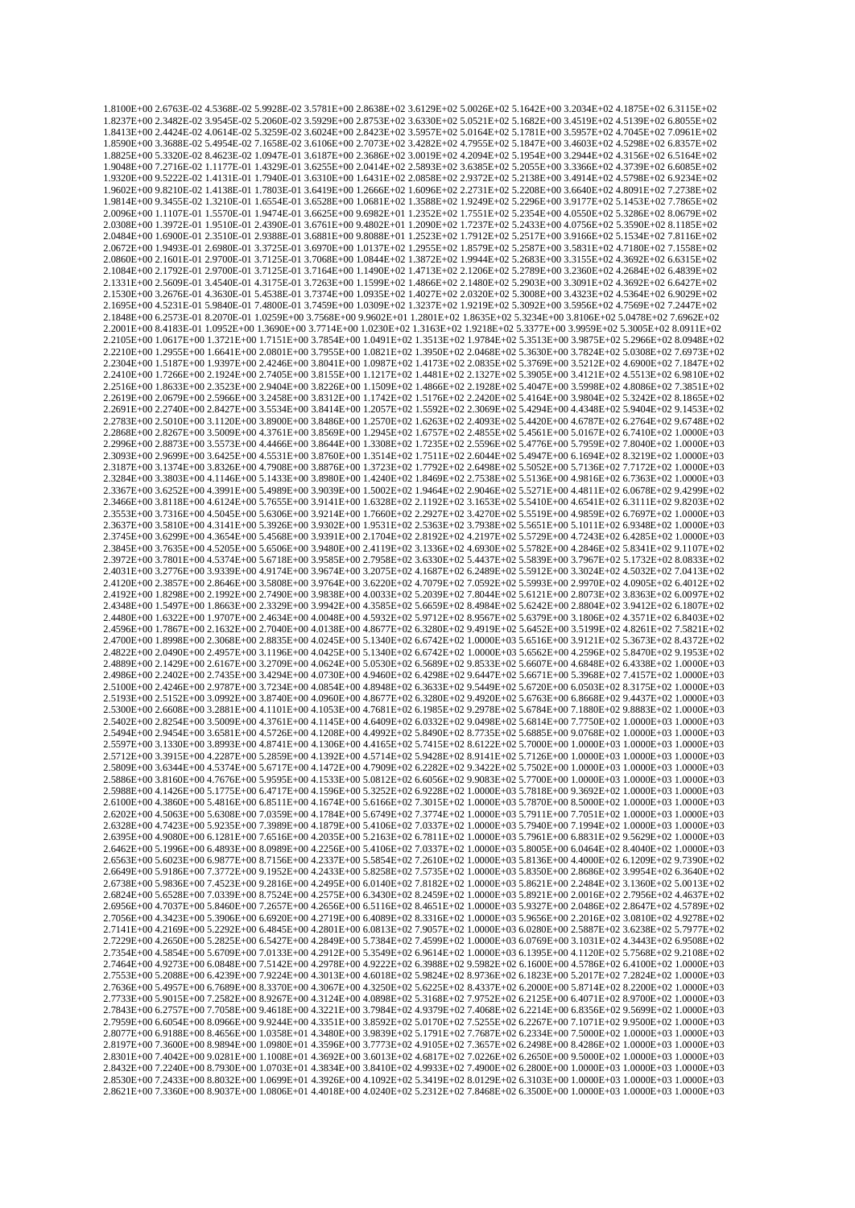```
1.8100E+00 2.6763E-02 4.5368E-02 5.9928E-02 3.5781E+00 2.8638E+02 3.6129E+02 5.0026E+02 5.1642E+00 3.2034E+02 4.1875E+02 6.3115E+02
1.8237E+00 2.3482E-02 3.9545E-02 5.2060E-02 3.5929E+00 2.8753E+02 3.6330E+02 5.0521E+02 5.1682E+00 3.4519E+02 4.5139E+02 6.8055E+02
1.8413E+00 2.4424E-02 4.0614E-02 5.3259E-02 3.6024E+00 2.8423E+02 3.5957E+02 5.0164E+02 5.1781E+00 3.5957E+02 4.7045E+02 7.0961E+02
1.8590E+00 3.3688E-02 5.4954E-02 7.1658E-02 3.6106E+00 2.7073E+02 3.4282E+02 4.7955E+02 5.1847E+00 3.4603E+02 4.5298E+02 6.8357E+02
1.8825E+00 5.3320E-02 8.4623E-02 1.0947E-01 3.6187E+00 2.3686E+02 3.0019E+02 4.2094E+02 5.1954E+00 3.2944E+02 4.3156E+02 6.5164E+02
1.9048E+00 7.2716E-02 1.1177E-01 1.4329E-01 3.6255E+00 2.0414E+02 2.5893E+02 3.6385E+02 5.2055E+00 3.3366E+02 4.3739E+02 6.6085E+02
1.9320E+00 9.5222E-02 1.4131E-01 1.7940E-01 3.6310E+00 1.6431E+02 2.0858E+02 2.9372E+02 5.2138E+00 3.4914E+02 4.5798E+02 6.9234E+02
1.9602E+00 9.8210E-02 1.4138E-01 1.7803E-01 3.6419E+00 1.2666E+02 1.6096E+02 2.2731E+02 5.2208E+00 3.6640E+02 4.8091E+02 7.2738E+02
1.9814E+00 9.3455E-02 1.3210E-01 1.6554E-01 3.6528E+00 1.0681E+02 1.3588E+02 1.9249E+02 5.2296E+00 3.9177E+02 5.1453E+02 7.7865E+02
2.0096E+00 1.1107E-01 1.5570E-01 1.9474E-01 3.6625E+00 9.6982E+01 1.2352E+02 1.7551E+02 5.2354E+00 4.0550E+02 5.3286E+02 8.0679E+02
2.0308E+00 1.3972E-01 1.9510E-01 2.4390E-01 3.6761E+00 9.4802E+01 1.2090E+02 1.7237E+02 5.2433E+00 4.0756E+02 5.3590E+02 8.1185E+02
2.0484E+00 1.6900E-01 2.3510E-01 2.9388E-01 3.6881E+00 9.8088E+01 1.2523E+02 1.7912E+02 5.2517E+00 3.9166E+02 5.1534E+02 7.8116E+02
2.0672E+00 1.9493E-01 2.6980E-01 3.3725E-01 3.6970E+00 1.0137E+02 1.2955E+02 1.8579E+02 5.2587E+00 3.5831E+02 4.7180E+02 7.1558E+02
2.0860E+00 2.1601E-01 2.9700E-01 3.7125E-01 3.7068E+00 1.0844E+02 1.3872E+02 1.9944E+02 5.2683E+00 3.3155E+02 4.3692E+02 6.6315E+02
2.1084E+00 2.1792E-01 2.9700E-01 3.7125E-01 3.7164E+00 1.1490E+02 1.4713E+02 2.1206E+02 5.2789E+00 3.2360E+02 4.2684E+02 6.4839E+02
2.1331E+00 2.5609E-01 3.4540E-01 4.3175E-01 3.7263E+00 1.1599E+02 1.4866E+02 2.1480E+02 5.2903E+00 3.3091E+02 4.3692E+02 6.6427E+02
2.1530E+00 3.2676E-01 4.3630E-01 5.4538E-01 3.7374E+00 1.0935E+02 1.4027E+02 2.0320E+02 5.3008E+00 3.4323E+02 4.5364E+02 6.9029E+02
2.1695E+00 4.5231E-01 5.9840E-01 7.4800E-01 3.7459E+00 1.0309E+02 1.3237E+02 1.9219E+02 5.3092E+00 3.5956E+02 4.7569E+02 7.2447E+02
2.1848E+00 6.2573E-01 8.2070E-01 1.0259E+00 3.7568E+00 9.9602E+01 1.2801E+02 1.8635E+02 5.3234E+00 3.8106E+02 5.0478E+02 7.6962E+02
2.2001E+00 8.4183E-01 1.0952E+00 1.3690E+00 3.7714E+00 1.0230E+02 1.3163E+02 1.9218E+02 5.3377E+00 3.9959E+02 5.3005E+02 8.0911E+02
2.2105E+00 1.0617E+00 1.3721E+00 1.7151E+00 3.7854E+00 1.0491E+02 1.3513E+02 1.9784E+02 5.3513E+00 3.9875E+02 5.2966E+02 8.0948E+02
2.2210E+00 1.2955E+00 1.6641E+00 2.0801E+00 3.7955E+00 1.0821E+02 1.3950E+02 2.0468E+02 5.3630E+00 3.7824E+02 5.0308E+02 7.6973E+02
2.2304E+00 1.5187E+00 1.9397E+00 2.4246E+00 3.8041E+00 1.0987E+02 1.4173E+02 2.0835E+02 5.3769E+00 3.5212E+02 4.6900E+02 7.1847E+02
2.2410E+00 1.7266E+00 2.1924E+00 2.7405E+00 3.8155E+00 1.1217E+02 1.4481E+02 2.1327E+02 5.3905E+00 3.4121E+02 4.5513E+02 6.9810E+02
2.2516E+00 1.8633E+00 2.3523E+00 2.9404E+00 3.8226E+00 1.1509E+02 1.4866E+02 2.1928E+02 5.4047E+00 3.5998E+02 4.8086E+02 7.3851E+02
2.2619E+00 2.0679E+00 2.5966E+00 3.2458E+00 3.8312E+00 1.1742E+02 1.5176E+02 2.2420E+02 5.4164E+00 3.9804E+02 5.3242E+02 8.1865E+02
2.2691E+00 2.2740E+00 2.8427E+00 3.5534E+00 3.8414E+00 1.2057E+02 1.5592E+02 2.3069E+02 5.4294E+00 4.4348E+02 5.9404E+02 9.1453E+02
2.2783E+00 2.5010E+00 3.1120E+00 3.8900E+00 3.8486E+00 1.2570E+02 1.6263E+02 2.4093E+02 5.4420E+00 4.6787E+02 6.2764E+02 9.6748E+02
2.2868E+00 2.8267E+00 3.5009E+00 4.3761E+00 3.8569E+00 1.2945E+02 1.6757E+02 2.4855E+02 5.4561E+00 5.0167E+02 6.7410E+02 1.0000E+03
2.2996E+00 2.8873E+00 3.5573E+00 4.4466E+00 3.8644E+00 1.3308E+02 1.7235E+02 2.5596E+02 5.4776E+00 5.7959E+02 7.8040E+02 1.0000E+03
2.3093E+00 2.9699E+00 3.6425E+00 4.5531E+00 3.8760E+00 1.3514E+02 1.7511E+02 2.6044E+02 5.4947E+00 6.1694E+02 8.3219E+02 1.0000E+03
2.3187E+00 3.1374E+00 3.8326E+00 4.7908E+00 3.8876E+00 1.3723E+02 1.7792E+02 2.6498E+02 5.5052E+00 5.7136E+02 7.7172E+02 1.0000E+03
2.3284E+00 3.3803E+00 4.1146E+00 5.1433E+00 3.8980E+00 1.4240E+02 1.8469E+02 2.7538E+02 5.5136E+00 4.9816E+02 6.7363E+02 1.0000E+03
2.3367E+00 3.6252E+00 4.3991E+00 5.4989E+00 3.9039E+00 1.5002E+02 1.9464E+02 2.9046E+02 5.5271E+00 4.4811E+02 6.0678E+02 9.4299E+02
2.3466E+00 3.8118E+00 4.6124E+00 5.7655E+00 3.9141E+00 1.6328E+02 2.1192E+02 3.1653E+02 5.5410E+00 4.6541E+02 6.3111E+02 9.8203E+02
2.3553E+00 3.7316E+00 4.5045E+00 5.6306E+00 3.9214E+00 1.7660E+02 2.2927E+02 3.4270E+02 5.5519E+00 4.9859E+02 6.7697E+02 1.0000E+03
2.3637E+00 3.5810E+00 4.3141E+00 5.3926E+00 3.9302E+00 1.9531E+02 2.5363E+02 3.7938E+02 5.5651E+00 5.1011E+02 6.9348E+02 1.0000E+03
2.3745E+00 3.6299E+00 4.3654E+00 5.4568E+00 3.9391E+00 2.1704E+02 2.8192E+02 4.2197E+02 5.5729E+00 4.7243E+02 6.4285E+02 1.0000E+03
2.3845E+00 3.7635E+00 4.5205E+00 5.6506E+00 3.9480E+00 2.4119E+02 3.1336E+02 4.6930E+02 5.5782E+00 4.2846E+02 5.8341E+02 9.1107E+02
2.3972E+00 3.7801E+00 4.5374E+00 5.6718E+00 3.9585E+00 2.7958E+02 3.6330E+02 5.4437E+02 5.5839E+00 3.7967E+02 5.1732E+02 8.0833E+02
2.4031E+00 3.2776E+00 3.9339E+00 4.9174E+00 3.9674E+00 3.2075E+02 4.1687E+02 6.2489E+02 5.5912E+00 3.3024E+02 4.5032E+02 7.0413E+02
2.4120E+00 2.3857E+00 2.8646E+00 3.5808E+00 3.9764E+00 3.6220E+02 4.7079E+02 7.0592E+02 5.5993E+00 2.9970E+02 4.0905E+02 6.4012E+02
2.4192E+00 1.8298E+00 2.1992E+00 2.7490E+00 3.9838E+00 4.0033E+02 5.2039E+02 7.8044E+02 5.6121E+00 2.8073E+02 3.8363E+02 6.0097E+02
2.4348E+00 1.5497E+00 1.8663E+00 2.3329E+00 3.9942E+00 4.3585E+02 5.6659E+02 8.4984E+02 5.6242E+00 2.8804E+02 3.9412E+02 6.1807E+02
2.4480E+00 1.6322E+00 1.9707E+00 2.4634E+00 4.0048E+00 4.5932E+02 5.9712E+02 8.9567E+02 5.6379E+00 3.1806E+02 4.3571E+02 6.8403E+02
2.4596E+00 1.7867E+00 2.1632E+00 2.7040E+00 4.0138E+00 4.8677E+02 6.3280E+02 9.4919E+02 5.6452E+00 3.5199E+02 4.8261E+02 7.5821E+02
2.4700E+00 1.8998E+00 2.3068E+00 2.8835E+00 4.0245E+00 5.1340E+02 6.6742E+02 1.0000E+03 5.6516E+00 3.9121E+02 5.3673E+02 8.4372E+02
2.4822E+00 2.0490E+00 2.4957E+00 3.1196E+00 4.0425E+00 5.1340E+02 6.6742E+02 1.0000E+03 5.6562E+00 4.2596E+02 5.8470E+02 9.1953E+02
2.4889E+00 2.1429E+00 2.6167E+00 3.2709E+00 4.0624E+00 5.0530E+02 6.5689E+02 9.8533E+02 5.6607E+00 4.6848E+02 6.4338E+02 1.0000E+03
2.4986E+00 2.2402E+00 2.7435E+00 3.4294E+00 4.0730E+00 4.9460E+02 6.4298E+02 9.6447E+02 5.6671E+00 5.3968E+02 7.4157E+02 1.0000E+03
2.5100E+00 2.4246E+00 2.9787E+00 3.7234E+00 4.0854E+00 4.8948E+02 6.3633E+02 9.5449E+02 5.6720E+00 6.0503E+02 8.3175E+02 1.0000E+03
2.5193E+00 2.5152E+00 3.0992E+00 3.8740E+00 4.0960E+00 4.8677E+02 6.3280E+02 9.4920E+02 5.6763E+00 6.8668E+02 9.4437E+02 1.0000E+03
2.5300E+00 2.6608E+00 3.2881E+00 4.1101E+00 4.1053E+00 4.7681E+02 6.1985E+02 9.2978E+02 5.6784E+00 7.1880E+02 9.8883E+02 1.0000E+03
2.5402E+00 2.8254E+00 3.5009E+00 4.3761E+00 4.1145E+00 4.6409E+02 6.0332E+02 9.0498E+02 5.6814E+00 7.7750E+02 1.0000E+03 1.0000E+03
2.5494E+00 2.9454E+00 3.6581E+00 4.5726E+00 4.1208E+00 4.4992E+02 5.8490E+02 8.7735E+02 5.6885E+00 9.0768E+02 1.0000E+03 1.0000E+03
2.5597E+00 3.1330E+00 3.8993E+00 4.8741E+00 4.1306E+00 4.4165E+02 5.7415E+02 8.6122E+02 5.7000E+00 1.0000E+03 1.0000E+03 1.0000E+03
2.5712E+00 3.3915E+00 4.2287E+00 5.2859E+00 4.1392E+00 4.5714E+02 5.9428E+02 8.9141E+02 5.7126E+00 1.0000E+03 1.0000E+03 1.0000E+03
2.5809E+00 3.6344E+00 4.5374E+00 5.6717E+00 4.1472E+00 4.7909E+02 6.2282E+02 9.3422E+02 5.7502E+00 1.0000E+03 1.0000E+03 1.0000E+03
2.5886E+00 3.8160E+00 4.7676E+00 5.9595E+00 4.1533E+00 5.0812E+02 6.6056E+02 9.9083E+02 5.7700E+00 1.0000E+03 1.0000E+03 1.0000E+03
2.5988E+00 4.1426E+00 5.1775E+00 6.4717E+00 4.1596E+00 5.3252E+02 6.9228E+02 1.0000E+03 5.7818E+00 9.3692E+02 1.0000E+03 1.0000E+03
2.6100E+00 4.3860E+00 5.4816E+00 6.8511E+00 4.1674E+00 5.6166E+02 7.3015E+02 1.0000E+03 5.7870E+00 8.5000E+02 1.0000E+03 1.0000E+03
2.6202E+00 4.5063E+00 5.6308E+00 7.0359E+00 4.1784E+00 5.6749E+02 7.3774E+02 1.0000E+03 5.7911E+00 7.7051E+02 1.0000E+03 1.0000E+03
2.6328E+00 4.7423E+00 5.9235E+00 7.3989E+00 4.1879E+00 5.4106E+02 7.0337E+02 1.0000E+03 5.7940E+00 7.1994E+02 1.0000E+03 1.0000E+03
2.6395E+00 4.9080E+00 6.1281E+00 7.6516E+00 4.2035E+00 5.2163E+02 6.7811E+02 1.0000E+03 5.7961E+00 6.8831E+02 9.5629E+02 1.0000E+03
2.6462E+00 5.1996E+00 6.4893E+00 8.0989E+00 4.2256E+00 5.4106E+02 7.0337E+02 1.0000E+03 5.8005E+00 6.0464E+02 8.4040E+02 1.0000E+03
2.6563E+00 5.6023E+00 6.9877E+00 8.7156E+00 4.2337E+00 5.5854E+02 7.2610E+02 1.0000E+03 5.8136E+00 4.4000E+02 6.1209E+02 9.7390E+02
2.6649E+00 5.9186E+00 7.3772E+00 9.1952E+00 4.2433E+00 5.8258E+02 7.5735E+02 1.0000E+03 5.8350E+00 2.8686E+02 3.9954E+02 6.3640E+02
2.6738E+00 5.9836E+00 7.4523E+00 9.2816E+00 4.2495E+00 6.0140E+02 7.8182E+02 1.0000E+03 5.8621E+00 2.2484E+02 3.1360E+02 5.0013E+02
2.6824E+00 5.6528E+00 7.0339E+00 8.7524E+00 4.2575E+00 6.3430E+02 8.2459E+02 1.0000E+03 5.8921E+00 2.0016E+02 2.7956E+02 4.4637E+02
2.6956E+00 4.7037E+00 5.8460E+00 7.2657E+00 4.2656E+00 6.5116E+02 8.4651E+02 1.0000E+03 5.9327E+00 2.0486E+02 2.8647E+02 4.5789E+02
2.7056E+00 4.3423E+00 5.3906E+00 6.6920E+00 4.2719E+00 6.4089E+02 8.3316E+02 1.0000E+03 5.9656E+00 2.2016E+02 3.0810E+02 4.9278E+02
2.7141E+00 4.2169E+00 5.2292E+00 6.4845E+00 4.2801E+00 6.0813E+02 7.9057E+02 1.0000E+03 6.0280E+00 2.5887E+02 3.6238E+02 5.7977E+02
2.7229E+00 4.2650E+00 5.2825E+00 6.5427E+00 4.2849E+00 5.7384E+02 7.4599E+02 1.0000E+03 6.0769E+00 3.1031E+02 4.3443E+02 6.9508E+02
2.7354E+00 4.5854E+00 5.6709E+00 7.0133E+00 4.2912E+00 5.3549E+02 6.9614E+02 1.0000E+03 6.1395E+00 4.1120E+02 5.7568E+02 9.2108E+02
2.7464E+00 4.9273E+00 6.0848E+00 7.5142E+00 4.2978E+00 4.9222E+02 6.3988E+02 9.5982E+02 6.1600E+00 4.5786E+02 6.4100E+02 1.0000E+03
2.7553E+00 5.2088E+00 6.4239E+00 7.9224E+00 4.3013E+00 4.6018E+02 5.9824E+02 8.9736E+02 6.1823E+00 5.2017E+02 7.2824E+02 1.0000E+03
2.7636E+00 5.4957E+00 6.7689E+00 8.3370E+00 4.3067E+00 4.3250E+02 5.6225E+02 8.4337E+02 6.2000E+00 5.8714E+02 8.2200E+02 1.0000E+03
2.7733E+00 5.9015E+00 7.2582E+00 8.9267E+00 4.3124E+00 4.0898E+02 5.3168E+02 7.9752E+02 6.2125E+00 6.4071E+02 8.9700E+02 1.0000E+03
2.7843E+00 6.2757E+00 7.7058E+00 9.4618E+00 4.3221E+00 3.7984E+02 4.9379E+02 7.4068E+02 6.2214E+00 6.8356E+02 9.5699E+02 1.0000E+03
2.7959E+00 6.6054E+00 8.0966E+00 9.9244E+00 4.3351E+00 3.8592E+02 5.0170E+02 7.5255E+02 6.2267E+00 7.1071E+02 9.9500E+02 1.0000E+03
2.8077E+00 6.9188E+00 8.4656E+00 1.0358E+01 4.3480E+00 3.9839E+02 5.1791E+02 7.7687E+02 6.2334E+00 7.5000E+02 1.0000E+03 1.0000E+03
2.8197E+00 7.3600E+00 8.9894E+00 1.0980E+01 4.3596E+00 3.7773E+02 4.9105E+02 7.3657E+02 6.2498E+00 8.4286E+02 1.0000E+03 1.0000E+03
2.8301E+00 7.4042E+00 9.0281E+00 1.1008E+01 4.3692E+00 3.6013E+02 4.6817E+02 7.0226E+02 6.2650E+00 9.5000E+02 1.0000E+03 1.0000E+03
2.8432E+00 7.2240E+00 8.7930E+00 1.0703E+01 4.3834E+00 3.8410E+02 4.9933E+02 7.4900E+02 6.2800E+00 1.0000E+03 1.0000E+03 1.0000E+03
2.8530E+00 7.2433E+00 8.8032E+00 1.0699E+01 4.3926E+00 4.1092E+02 5.3419E+02 8.0129E+02 6.3103E+00 1.0000E+03 1.0000E+03 1.0000E+03
2.8621E+00 7.3360E+00 8.9037E+00 1.0806E+01 4.4018E+00 4.0240E+02 5.2312E+02 7.8468E+02 6.3500E+00 1.0000E+03 1.0000E+03 1.0000E+03
```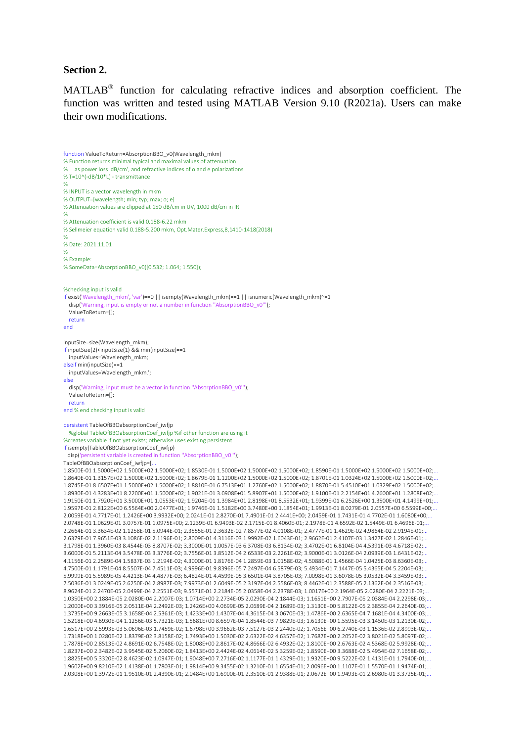**Section 2.**

MATLAB® function for calculating refractive indices and absorption coefficient. The function was written and tested using MATLAB Version 9.10 (R2021a). Users can make their own modifications.

```
function ValueToReturn=AbsorptionBBO_v0(Wavelength_mkm)
% Function returns minimal typical and maximal values of attenuation
%    as power loss 'dB/cm', and refractive indices of o and e polarizations
% T=10^(-dB/10*L) - transmittance
%
% INPUT is a vector wavelength in mkm
% OUTPUT=[wavelength; min; typ; max; o; e]
% Attenuation values are clipped at 150 dB/cm in UV, 1000 dB/cm in IR
%
% Attenuation coefficient is valid 0.188-6.22 mkm
% Sellmeier equation valid 0.188-5.200 mkm, Opt.Mater.Express,8,1410-1418(2018)
%
% Date: 2021.11.01
%
% Example:
% SomeData=AbsorptionBBO_v0([0.532; 1.064; 1.550]);


%checking input is valid
if exist('Wavelength_mkm', 'var')==0 || isempty(Wavelength_mkm)==1 || isnumeric(Wavelength_mkm)~=1
   disp('Warning, input is empty or not a number in function "AbsorptionBBO_v0"');
   ValueToReturn=[];
   return
end

inputSize=size(Wavelength_mkm);
if inputSize(2)<inputSize(1) && min(inputSize)==1
   inputValues=Wavelength_mkm;
elseif min(inputSize)==1
   inputValues=Wavelength_mkm.';
else
   disp('Warning, input must be a vector in function "AbsorptionBBO_v0"');
   ValueToReturn=[];
   return
end % end checking input is valid

persistent TableOfBBOabsorptionCoef_iwfjp
   %global TableOfBBOabsorptionCoef_iwfjp %if other function are using it
%creates variable if not yet exists; otherwise uses existing persistent
if isempty(TableOfBBOabsorptionCoef_iwfjp)
  disp('persistent variable is created in function "AbsorptionBBO_v0"');
TableOfBBOabsorptionCoef_iwfjp=[...
1.8500E-01 1.5000E+02 1.5000E+02 1.5000E+02; 1.8530E-01 1.5000E+02 1.5000E+02 1.5000E+02; 1.8590E-01 1.5000E+02 1.5000E+02 1.5000E+02;...
1.8640E-01 1.3157E+02 1.5000E+02 1.5000E+02; 1.8679E-01 1.1200E+02 1.5000E+02 1.5000E+02; 1.8701E-01 1.0324E+02 1.5000E+02 1.5000E+02;...
1.8745E-01 8.6507E+01 1.5000E+02 1.5000E+02; 1.8810E-01 6.7513E+01 1.2760E+02 1.5000E+02; 1.8870E-01 5.4510E+01 1.0329E+02 1.5000E+02;...
1.8930E-01 4.3283E+01 8.2200E+01 1.5000E+02; 1.9021E-01 3.0908E+01 5.8907E+01 1.5000E+02; 1.9100E-01 2.2154E+01 4.2600E+01 1.2808E+02;...
1.9150E-01 1.7920E+01 3.5000E+01 1.0553E+02; 1.9204E-01 1.3984E+01 2.8198E+01 8.5532E+01; 1.9399E-01 6.2526E+00 1.3500E+01 4.1499E+01;...
1.9597E-01 2.8122E+00 6.5564E+00 2.0477E+01; 1.9746E-01 1.5182E+00 3.7480E+00 1.1854E+01; 1.9913E-01 8.0279E-01 2.0557E+00 6.5599E+00;...
2.0059E-01 4.7717E-01 1.2426E+00 3.9932E+00; 2.0241E-01 2.8270E-01 7.4901E-01 2.4441E+00; 2.0459E-01 1.7431E-01 4.7702E-01 1.6080E+00;...
2.0748E-01 1.0629E-01 3.0757E-01 1.0975E+00; 2.1239E-01 6.9493E-02 2.1715E-01 8.4060E-01; 2.1978E-01 4.6592E-02 1.5449E-01 6.4696E-01;...
2.2664E-01 3.3634E-02 1.1258E-01 5.0944E-01; 2.3555E-01 2.3632E-02 7.8577E-02 4.0108E-01; 2.4777E-01 1.4629E-02 4.9864E-02 2.9194E-01;...
2.6379E-01 7.9651E-03 3.1086E-02 2.1196E-01; 2.8009E-01 4.3116E-03 1.9992E-02 1.6043E-01; 2.9662E-01 2.4107E-03 1.3427E-02 1.2846E-01;...
3.1798E-01 1.3960E-03 8.4544E-03 8.8707E-02; 3.3000E-01 1.0057E-03 6.3708E-03 6.8134E-02; 3.4702E-01 6.8104E-04 4.5391E-03 4.6718E-02;...
3.6000E-01 5.2113E-04 3.5478E-03 3.3776E-02; 3.7556E-01 3.8512E-04 2.6533E-03 2.2261E-02; 3.9000E-01 3.0126E-04 2.0939E-03 1.6431E-02;...
4.1156E-01 2.2589E-04 1.5837E-03 1.2194E-02; 4.3000E-01 1.8176E-04 1.2859E-03 1.0158E-02; 4.5088E-01 1.4566E-04 1.0425E-03 8.6360E-03;...
4.7500E-01 1.1791E-04 8.5507E-04 7.4511E-03; 4.9996E-01 9.8396E-05 7.2497E-04 6.5879E-03; 5.4934E-01 7.1447E-05 5.4365E-04 5.2204E-03;...
5.9999E-01 5.5989E-05 4.4213E-04 4.4877E-03; 6.4824E-01 4.4599E-05 3.6501E-04 3.8705E-03; 7.0098E-01 3.6078E-05 3.0532E-04 3.3459E-03;...
7.5036E-01 3.0249E-05 2.6250E-04 2.8987E-03; 7.9973E-01 2.6049E-05 2.3197E-04 2.5586E-03; 8.4462E-01 2.3588E-05 2.1362E-04 2.3516E-03;...
8.9624E-01 2.2470E-05 2.0499E-04 2.2551E-03; 9.5571E-01 2.2184E-05 2.0358E-04 2.2378E-03; 1.0017E+00 2.1964E-05 2.0280E-04 2.2221E-03;...
1.0350E+00 2.1884E-05 2.0280E-04 2.2007E-03; 1.0714E+00 2.2734E-05 2.0290E-04 2.1844E-03; 1.1651E+00 2.7907E-05 2.0384E-04 2.2298E-03;...
1.2000E+00 3.3916E-05 2.0511E-04 2.2492E-03; 1.2426E+00 4.0699E-05 2.0689E-04 2.1689E-03; 1.3130E+00 5.8122E-05 2.3855E-04 2.2640E-03;...
1.3735E+00 9.2663E-05 3.1658E-04 2.5361E-03; 1.4233E+00 1.4307E-04 4.3615E-04 3.0670E-03; 1.4786E+00 2.6365E-04 7.1681E-04 4.3400E-03;...
1.5218E+00 4.6930E-04 1.1256E-03 5.7321E-03; 1.5681E+00 8.6597E-04 1.8544E-03 7.9829E-03; 1.6139E+00 1.5595E-03 3.1450E-03 1.2130E-02;...
1.6517E+00 2.5993E-03 5.0696E-03 1.7459E-02; 1.6798E+00 3.9662E-03 7.5127E-03 2.2440E-02; 1.7056E+00 6.2740E-03 1.1536E-02 2.8993E-02;...
1.7318E+00 1.0280E-02 1.8379E-02 3.8158E-02; 1.7493E+00 1.5030E-02 2.6322E-02 4.6357E-02; 1.7687E+00 2.2052E-02 3.8021E-02 5.8097E-02;...
1.7878E+00 2.8513E-02 4.8691E-02 6.7548E-02; 1.8008E+00 2.8617E-02 4.8666E-02 6.4932E-02; 1.8100E+00 2.6763E-02 4.5368E-02 5.9928E-02;...
1.8237E+00 2.3482E-02 3.9545E-02 5.2060E-02; 1.8413E+00 2.4424E-02 4.0614E-02 5.3259E-02; 1.8590E+00 3.3688E-02 5.4954E-02 7.1658E-02;...
1.8825E+00 5.3320E-02 8.4623E-02 1.0947E-01; 1.9048E+00 7.2716E-02 1.1177E-01 1.4329E-01; 1.9320E+00 9.5222E-02 1.4131E-01 1.7940E-01;...
1.9602E+00 9.8210E-02 1.4138E-01 1.7803E-01; 1.9814E+00 9.3455E-02 1.3210E-01 1.6554E-01; 2.0096E+00 1.1107E-01 1.5570E-01 1.9474E-01;...
2.0308E+00 1.3972E-01 1.9510E-01 2.4390E-01; 2.0484E+00 1.6900E-01 2.3510E-01 2.9388E-01; 2.0672E+00 1.9493E-01 2.6980E-01 3.3725E-01;...
```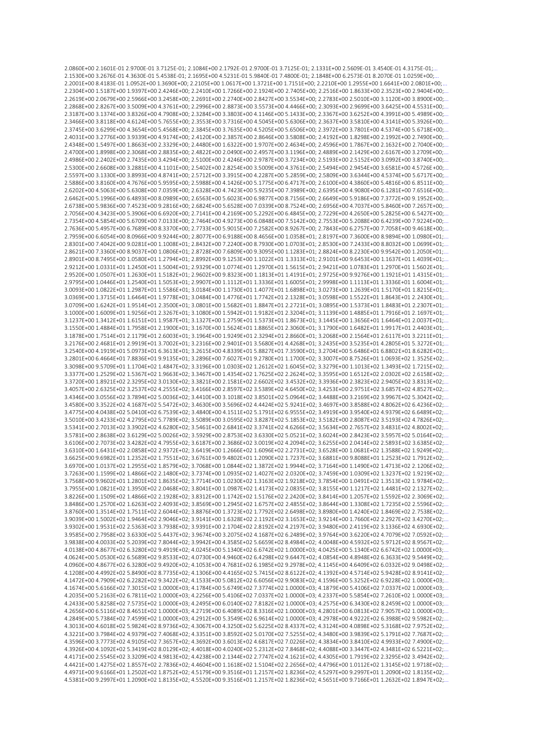2.0860E+00 2.1601E-01 2.9700E-01 3.7125E-01; 2.1084E+00 2.1792E-01 2.9700E-01 3.7125E-01; 2.1331E+00 2.5609E-01 3.4540E-01 4.3175E-01;...
2.1530E+00 3.2676E-01 4.3630E-01 5.4538E-01; 2.1695E+00 4.5231E-01 5.9840E-01 7.4800E-01; 2.1848E+00 6.2573E-01 8.2070E-01 1.0259E+00;...
2.2001E+00 8.4183E-01 1.0952E+00 1.3690E+00; 2.2105E+00 1.0617E+00 1.3721E+00 1.7151E+00; 2.2210E+00 1.2955E+00 1.6641E+00 2.0801E+00;...
2.2304E+00 1.5187E+00 1.9397E+00 2.4246E+00; 2.2410E+00 1.7266E+00 2.1924E+00 2.7405E+00; 2.2516E+00 1.8633E+00 2.3523E+00 2.9404E+00;...
2.2619E+00 2.0679E+00 2.5966E+00 3.2458E+00; 2.2691E+00 2.2740E+00 2.8427E+00 3.5534E+00; 2.2783E+00 2.5010E+00 3.1120E+00 3.8900E+00;...
2.2868E+00 2.8267E+00 3.5009E+00 4.3761E+00; 2.2996E+00 2.8873E+00 3.5573E+00 4.4466E+00; 2.3093E+00 2.9699E+00 3.6425E+00 4.5531E+00;...
2.3187E+00 3.1374E+00 3.8326E+00 4.7908E+00; 2.3284E+00 3.3803E+00 4.1146E+00 5.1433E+00; 2.3367E+00 3.6252E+00 4.3991E+00 5.4989E+00;...
2.3466E+00 3.8118E+00 4.6124E+00 5.7655E+00; 2.3553E+00 3.7316E+00 4.5045E+00 5.6306E+00; 2.3637E+00 3.5810E+00 4.3141E+00 5.3926E+00;...
2.3745E+00 3.6299E+00 4.3654E+00 5.4568E+00; 2.3845E+00 3.7635E+00 4.5205E+00 5.6506E+00; 2.3972E+00 3.7801E+00 4.5374E+00 5.6718E+00;...
2.4031E+00 3.2776E+00 3.9339E+00 4.9174E+00; 2.4120E+00 2.3857E+00 2.8646E+00 3.5808E+00; 2.4192E+00 1.8298E+00 2.1992E+00 2.7490E+00;...
2.4348E+00 1.5497E+00 1.8663E+00 2.3329E+00; 2.4480E+00 1.6322E+00 1.9707E+00 2.4634E+00; 2.4596E+00 1.7867E+00 2.1632E+00 2.7040E+00;...
2.4700E+00 1.8998E+00 2.3068E+00 2.8835E+00; 2.4822E+00 2.0490E+00 2.4957E+00 3.1196E+00; 2.4889E+00 2.1429E+00 2.6167E+00 3.2709E+00;...
2.4986E+00 2.2402E+00 2.7435E+00 3.4294E+00; 2.5100E+00 2.4246E+00 2.9787E+00 3.7234E+00; 2.5193E+00 2.5152E+00 3.0992E+00 3.8740E+00;...
2.5300E+00 2.6608E+00 3.2881E+00 4.1101E+00; 2.5402E+00 2.8254E+00 3.5009E+00 4.3761E+00; 2.5494E+00 2.9454E+00 3.6581E+00 4.5726E+00;...
2.5597E+00 3.1330E+00 3.8993E+00 4.8741E+00; 2.5712E+00 3.3915E+00 4.2287E+00 5.2859E+00; 2.5809E+00 3.6344E+00 4.5374E+00 5.6717E+00;...
2.5886E+00 3.8160E+00 4.7676E+00 5.9595E+00; 2.5988E+00 4.1426E+00 5.1775E+00 6.4717E+00; 2.6100E+00 4.3860E+00 5.4816E+00 6.8511E+00;...
2.6202E+00 4.5063E+00 5.6308E+00 7.0359E+00; 2.6328E+00 4.7423E+00 5.9235E+00 7.3989E+00; 2.6395E+00 4.9080E+00 6.1281E+00 7.6516E+00;...
2.6462E+00 5.1996E+00 6.4893E+00 8.0989E+00; 2.6563E+00 5.6023E+00 6.9877E+00 8.7156E+00; 2.6649E+00 5.9186E+00 7.3772E+00 9.1952E+00;...
2.6738E+00 5.9836E+00 7.4523E+00 9.2816E+00; 2.6824E+00 5.6528E+00 7.0339E+00 8.7524E+00; 2.6956E+00 4.7037E+00 5.8460E+00 7.2657E+00;...
2.7056E+00 4.3423E+00 5.3906E+00 6.6920E+00; 2.7141E+00 4.2169E+00 5.2292E+00 6.4845E+00; 2.7229E+00 4.2650E+00 5.2825E+00 6.5427E+00;...
2.7354E+00 4.5854E+00 5.6709E+00 7.0133E+00; 2.7464E+00 4.9273E+00 6.0848E+00 7.5142E+00; 2.7553E+00 5.2088E+00 6.4239E+00 7.9224E+00;...
2.7636E+00 5.4957E+00 6.7689E+00 8.3370E+00; 2.7733E+00 5.9015E+00 7.2582E+00 8.9267E+00; 2.7843E+00 6.2757E+00 7.7058E+00 9.4618E+00;...
2.7959E+00 6.6054E+00 8.0966E+00 9.9244E+00; 2.8077E+00 6.9188E+00 8.4656E+00 1.0358E+01; 2.8197E+00 7.3600E+00 8.9894E+00 1.0980E+01;...
2.8301E+00 7.4042E+00 9.0281E+00 1.1008E+01; 2.8432E+00 7.2240E+00 8.7930E+00 1.0703E+01; 2.8530E+00 7.2433E+00 8.8032E+00 1.0699E+01;...
2.8621E+00 7.3360E+00 8.9037E+00 1.0806E+01; 2.8728E+00 7.6809E+00 9.3095E+00 1.1283E+01; 2.8824E+00 8.2230E+00 9.9542E+00 1.2050E+01;...
2.8901E+00 8.7495E+00 1.0580E+01 1.2794E+01; 2.8992E+00 9.1253E+00 1.1022E+01 1.3313E+01; 2.9101E+00 9.6453E+00 1.1637E+01 1.4039E+01;...
2.9212E+00 1.0331E+01 1.2450E+01 1.5004E+01; 2.9329E+00 1.0774E+01 1.2970E+01 1.5615E+01; 2.9421E+00 1.0783E+01 1.2970E+01 1.5602E+01;...
2.9520E+00 1.0507E+01 1.2630E+01 1.5182E+01; 2.9602E+00 9.8323E+00 1.1813E+01 1.4191E+01; 2.9725E+00 9.9276E+00 1.1921E+01 1.4315E+01;...
2.9795E+00 1.0446E+01 1.2540E+01 1.5053E+01; 2.9907E+00 1.1112E+01 1.3336E+01 1.6005E+01; 2.9998E+00 1.1113E+01 1.3336E+01 1.6004E+01;...
3.0093E+00 1.0822E+01 1.2987E+01 1.5586E+01; 3.0184E+00 1.1730E+01 1.4077E+01 1.6898E+01; 3.0273E+00 1.2639E+01 1.5170E+01 1.8215E+01;...
3.0369E+00 1.3715E+01 1.6464E+01 1.9778E+01; 3.0484E+00 1.4776E+01 1.7742E+01 2.1328E+01; 3.0598E+00 1.5522E+01 1.8643E+01 2.2430E+01;...
3.0709E+00 1.6242E+01 1.9514E+01 2.3500E+01; 3.0801E+00 1.5682E+01 1.8847E+01 2.2721E+01; 3.0895E+00 1.5373E+01 1.8483E+01 2.2307E+01;...
3.1000E+00 1.6009E+01 1.9256E+01 2.3267E+01; 3.1080E+00 1.5942E+01 1.9182E+01 2.3204E+01; 3.1139E+00 1.4885E+01 1.7916E+01 2.1697E+01;...
3.1237E+00 1.3412E+01 1.6151E+01 1.9587E+01; 3.1327E+00 1.2759E+01 1.5373E+01 1.8673E+01; 3.1445E+00 1.3656E+01 1.6464E+01 2.0037E+01;...
3.1550E+00 1.4884E+01 1.7958E+01 2.1900E+01; 3.1670E+00 1.5624E+01 1.8865E+01 2.3060E+01; 3.1790E+00 1.6482E+01 1.9917E+01 2.4403E+01;...
3.1878E+00 1.7514E+01 2.1179E+01 2.6003E+01; 3.1964E+00 1.9249E+01 2.3294E+01 2.8660E+01; 3.2068E+00 2.1564E+01 2.6117E+01 3.2211E+01;...
3.2176E+00 2.4681E+01 2.9919E+01 3.7002E+01; 3.2316E+00 2.9401E+01 3.5680E+01 4.4268E+01; 3.2435E+00 3.5235E+01 4.2805E+01 5.3272E+01;...
3.2540E+00 4.1919E+01 5.0973E+01 6.3613E+01; 3.2615E+00 4.8339E+01 5.8827E+01 7.3590E+01; 3.2704E+00 5.6486E+01 6.8802E+01 8.6282E+01;...
3.2801E+00 6.4664E+01 7.8836E+01 9.9135E+01; 3.2896E+00 7.6027E+01 9.2780E+01 1.1700E+02; 3.3007E+00 8.7526E+01 1.0693E+02 1.3525E+02;...
3.3098E+00 9.5709E+01 1.1704E+02 1.4847E+02; 3.3196E+00 1.0303E+02 1.2612E+02 1.6045E+02; 3.3279E+00 1.1013E+02 1.3493E+02 1.7215E+02;...
3.3377E+00 1.2529E+02 1.5367E+02 1.9663E+02; 3.3467E+00 1.4354E+02 1.7625E+02 2.2624E+02; 3.3595E+00 1.6512E+02 2.0302E+02 2.6158E+02;...
3.3720E+00 1.8921E+02 2.3295E+02 3.0130E+02; 3.3821E+00 2.1581E+02 2.6602E+02 3.4532E+02; 3.3936E+00 2.3823E+02 2.9405E+02 3.8313E+02;...
3.4057E+00 2.6325E+02 3.2537E+02 4.2555E+02; 3.4166E+00 2.8597E+02 3.5389E+02 4.6450E+02; 3.4253E+00 2.9751E+02 3.6857E+02 4.8527E+02;...
3.4346E+00 3.0556E+02 3.7894E+02 5.0036E+02; 3.4410E+00 3.1018E+02 3.8501E+02 5.0964E+02; 3.4488E+00 3.2169E+02 3.9967E+02 5.3042E+02;...
3.4580E+00 3.3522E+02 4.1687E+02 5.5472E+02; 3.4630E+00 3.5696E+02 4.4424E+02 5.9241E+02; 3.4697E+00 3.8588E+02 4.8062E+02 6.4236E+02;...
3.4775E+00 4.0438E+02 5.0410E+02 6.7539E+02; 3.4840E+00 4.1511E+02 5.1791E+02 6.9555E+02; 3.4919E+00 3.9540E+02 4.9379E+02 6.6489E+02;...
3.5010E+00 3.4233E+02 4.2795E+02 5.7789E+02; 3.5089E+00 3.0595E+02 3.8287E+02 5.1853E+02; 3.5182E+00 2.8087E+02 3.5193E+02 4.7826E+02;...
3.5341E+00 2.7013E+02 3.3902E+02 4.6280E+02; 3.5461E+00 2.6841E+02 3.3741E+02 4.6266E+02; 3.5634E+00 2.7657E+02 3.4831E+02 4.8002E+02;...
3.5781E+00 2.8638E+02 3.6129E+02 5.0026E+02; 3.5929E+00 2.8753E+02 3.6330E+02 5.0521E+02; 3.6024E+00 2.8423E+02 3.5957E+02 5.0164E+02;...
3.6106E+00 2.7073E+02 3.4282E+02 4.7955E+02; 3.6187E+00 2.3686E+02 3.0019E+02 4.2094E+02; 3.6255E+00 2.0414E+02 2.5893E+02 3.6385E+02;...
3.6310E+00 1.6431E+02 2.0858E+02 2.9372E+02; 3.6419E+00 1.2666E+02 1.6096E+02 2.2731E+02; 3.6528E+00 1.0681E+02 1.3588E+02 1.9249E+02;...
3.6625E+00 9.6982E+01 1.2352E+02 1.7551E+02; 3.6761E+00 9.4802E+01 1.2090E+02 1.7237E+02; 3.6881E+00 9.8088E+01 1.2523E+02 1.7912E+02;...
3.6970E+00 1.0137E+02 1.2955E+02 1.8579E+02; 3.7068E+00 1.0844E+02 1.3872E+02 1.9944E+02; 3.7164E+00 1.1490E+02 1.4713E+02 2.1206E+02;...
3.7263E+00 1.1599E+02 1.4866E+02 2.1480E+02; 3.7374E+00 1.0935E+02 1.4027E+02 2.0320E+02; 3.7459E+00 1.0309E+02 1.3237E+02 1.9219E+02;...
3.7568E+00 9.9602E+01 1.2801E+02 1.8635E+02; 3.7714E+00 1.0230E+02 1.3163E+02 1.9218E+02; 3.7854E+00 1.0491E+02 1.3513E+02 1.9784E+02;...
3.7955E+00 1.0821E+02 1.3950E+02 2.0468E+02; 3.8041E+00 1.0987E+02 1.4173E+02 2.0835E+02; 3.8155E+00 1.1217E+02 1.4481E+02 2.1327E+02;...
3.8226E+00 1.1509E+02 1.4866E+02 2.1928E+02; 3.8312E+00 1.1742E+02 1.5176E+02 2.2420E+02; 3.8414E+00 1.2057E+02 1.5592E+02 2.3069E+02;...
3.8486E+00 1.2570E+02 1.6263E+02 2.4093E+02; 3.8569E+00 1.2945E+02 1.6757E+02 2.4855E+02; 3.8644E+00 1.3308E+02 1.7235E+02 2.5596E+02;...
3.8760E+00 1.3514E+02 1.7511E+02 2.6044E+02; 3.8876E+00 1.3723E+02 1.7792E+02 2.6498E+02; 3.8980E+00 1.4240E+02 1.8469E+02 2.7538E+02;...
3.9039E+00 1.5002E+02 1.9464E+02 2.9046E+02; 3.9141E+00 1.6328E+02 2.1192E+02 3.1653E+02; 3.9214E+00 1.7660E+02 2.2927E+02 3.4270E+02;...
3.9302E+00 1.9531E+02 2.5363E+02 3.7938E+02; 3.9391E+00 2.1704E+02 2.8192E+02 4.2197E+02; 3.9480E+00 2.4119E+02 3.1336E+02 4.6930E+02;...
3.9585E+00 2.7958E+02 3.6330E+02 5.4437E+02; 3.9674E+00 3.2075E+02 4.1687E+02 6.2489E+02; 3.9764E+00 3.6220E+02 4.7079E+02 7.0592E+02;...
3.9838E+00 4.0033E+02 5.2039E+02 7.8044E+02; 3.9942E+00 4.3585E+02 5.6659E+02 8.4984E+02; 4.0048E+00 4.5932E+02 5.9712E+02 8.9567E+02;...
4.0138E+00 4.8677E+02 6.3280E+02 9.4919E+02; 4.0245E+00 5.1340E+02 6.6742E+02 1.0000E+03; 4.0425E+00 5.1340E+02 6.6742E+02 1.0000E+03;...
4.0624E+00 5.0530E+02 6.5689E+02 9.8533E+02; 4.0730E+00 4.9460E+02 6.4298E+02 9.6447E+02; 4.0854E+00 4.8948E+02 6.3633E+02 9.5449E+02;...
4.0960E+00 4.8677E+02 6.3280E+02 9.4920E+02; 4.1053E+00 4.7681E+02 6.1985E+02 9.2978E+02; 4.1145E+00 4.6409E+02 6.0332E+02 9.0498E+02;...
4.1208E+00 4.4992E+02 5.8490E+02 8.7735E+02; 4.1306E+00 4.4165E+02 5.7415E+02 8.6122E+02; 4.1392E+00 4.5714E+02 5.9428E+02 8.9141E+02;...
4.1472E+00 4.7909E+02 6.2282E+02 9.3422E+02; 4.1533E+00 5.0812E+02 6.6056E+02 9.9083E+02; 4.1596E+00 5.3252E+02 6.9228E+02 1.0000E+03;...
4.1674E+00 5.6166E+02 7.3015E+02 1.0000E+03; 4.1784E+00 5.6749E+02 7.3774E+02 1.0000E+03; 4.1879E+00 5.4106E+02 7.0337E+02 1.0000E+03;...
4.2035E+00 5.2163E+02 6.7811E+02 1.0000E+03; 4.2256E+00 5.4106E+02 7.0337E+02 1.0000E+03; 4.2337E+00 5.5854E+02 7.2610E+02 1.0000E+03;...
4.2433E+00 5.8258E+02 7.5735E+02 1.0000E+03; 4.2495E+00 6.0140E+02 7.8182E+02 1.0000E+03; 4.2575E+00 6.3430E+02 8.2459E+02 1.0000E+03;...
4.2656E+00 6.5116E+02 8.4651E+02 1.0000E+03; 4.2719E+00 6.4089E+02 8.3316E+02 1.0000E+03; 4.2801E+00 6.0813E+02 7.9057E+02 1.0000E+03;...
4.2849E+00 5.7384E+02 7.4599E+02 1.0000E+03; 4.2912E+00 5.3549E+02 6.9614E+02 1.0000E+03; 4.2978E+00 4.9222E+02 6.3988E+02 9.5982E+02;...
4.3013E+00 4.6018E+02 5.9824E+02 8.9736E+02; 4.3067E+00 4.3250E+02 5.6225E+02 8.4337E+02; 4.3124E+00 4.0898E+02 5.3168E+02 7.9752E+02;...
4.3221E+00 3.7984E+02 4.9379E+02 7.4068E+02; 4.3351E+00 3.8592E+02 5.0170E+02 7.5255E+02; 4.3480E+00 3.9839E+02 5.1791E+02 7.7687E+02;...
4.3596E+00 3.7773E+02 4.9105E+02 7.3657E+02; 4.3692E+00 3.6013E+02 4.6817E+02 7.0226E+02; 4.3834E+00 3.8410E+02 4.9933E+02 7.4900E+02;...
4.3926E+00 4.1092E+02 5.3419E+02 8.0129E+02; 4.4018E+00 4.0240E+02 5.2312E+02 7.8468E+02; 4.4088E+00 3.3447E+02 4.3481E+02 6.5221E+02;...
4.4171E+00 2.5545E+02 3.3209E+02 4.9813E+02; 4.4238E+00 2.1344E+02 2.7747E+02 4.1621E+02; 4.4305E+00 1.7919E+02 2.3295E+02 3.4942E+02;...
4.4421E+00 1.4275E+02 1.8557E+02 2.7836E+02; 4.4604E+00 1.1618E+02 1.5104E+02 2.2656E+02; 4.4796E+00 1.0112E+02 1.3145E+02 1.9718E+02;...
4.4971E+00 9.6166E+01 1.2502E+02 1.8752E+02; 4.5179E+00 9.3516E+01 1.2157E+02 1.8236E+02; 4.5297E+00 9.2997E+01 1.2090E+02 1.8135E+02;...
4.5381E+00 9.2997E+01 1.2090E+02 1.8135E+02; 4.5520E+00 9.3516E+01 1.2157E+02 1.8236E+02; 4.5651E+00 9.7166E+01 1.2632E+02 1.8947E+02;...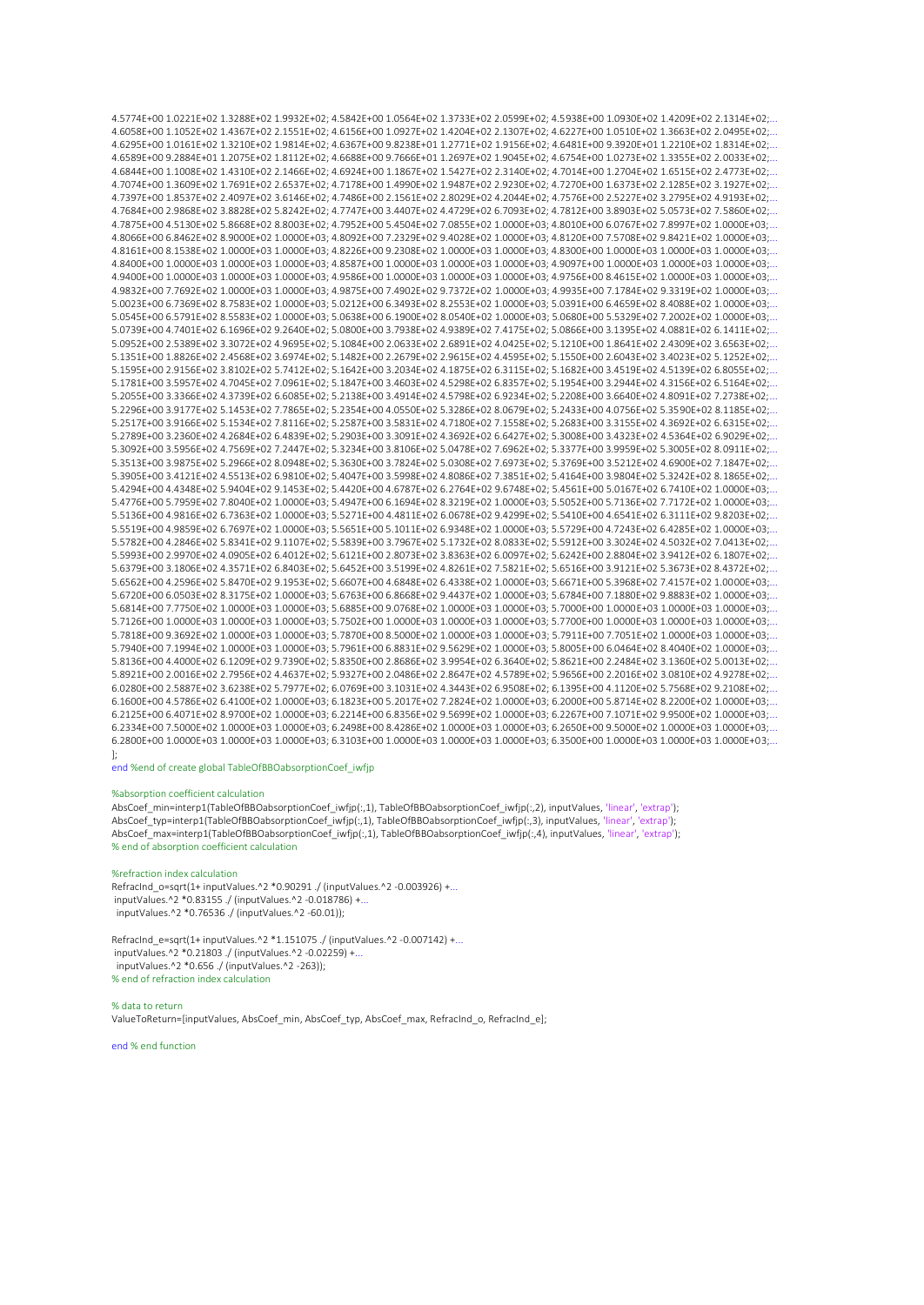```
4.5774E+00 1.0221E+02 1.3288E+02 1.9932E+02; 4.5842E+00 1.0564E+02 1.3733E+02 2.0599E+02; 4.5938E+00 1.0930E+02 1.4209E+02 2.1314E+02;...
4.6058E+00 1.1052E+02 1.4367E+02 2.1551E+02; 4.6156E+00 1.0927E+02 1.4204E+02 2.1307E+02; 4.6227E+00 1.0510E+02 1.3663E+02 2.0495E+02;...
4.6295E+00 1.0161E+02 1.3210E+02 1.9814E+02; 4.6367E+00 9.8238E+01 1.2771E+02 1.9156E+02; 4.6481E+00 9.3920E+01 1.2210E+02 1.8314E+02;...
4.6589E+00 9.2884E+01 1.2075E+02 1.8112E+02; 4.6688E+00 9.7666E+01 1.2697E+02 1.9045E+02; 4.6754E+00 1.0273E+02 1.3355E+02 2.0033E+02;...
4.6844E+00 1.1008E+02 1.4310E+02 2.1466E+02; 4.6924E+00 1.1867E+02 1.5427E+02 2.3140E+02; 4.7014E+00 1.2704E+02 1.6515E+02 2.4773E+02;...
4.7074E+00 1.3609E+02 1.7691E+02 2.6537E+02; 4.7178E+00 1.4990E+02 1.9487E+02 2.9230E+02; 4.7270E+00 1.6373E+02 2.1285E+02 3.1927E+02;...
4.7397E+00 1.8537E+02 2.4097E+02 3.6146E+02; 4.7486E+00 2.1561E+02 2.8029E+02 4.2044E+02; 4.7576E+00 2.5227E+02 3.2795E+02 4.9193E+02;...
4.7684E+00 2.9868E+02 3.8828E+02 5.8242E+02; 4.7747E+00 3.4407E+02 4.4729E+02 6.7093E+02; 4.7812E+00 3.8903E+02 5.0573E+02 7.5860E+02;...
4.7875E+00 4.5130E+02 5.8668E+02 8.8003E+02; 4.7952E+00 5.4504E+02 7.0855E+02 1.0000E+03; 4.8010E+00 6.0767E+02 7.8997E+02 1.0000E+03;...
4.8066E+00 6.8462E+02 8.9000E+02 1.0000E+03; 4.8092E+00 7.2329E+02 9.4028E+02 1.0000E+03; 4.8120E+00 7.5708E+02 9.8421E+02 1.0000E+03;...
4.8161E+00 8.1538E+02 1.0000E+03 1.0000E+03; 4.8226E+00 9.2308E+02 1.0000E+03 1.0000E+03; 4.8300E+00 1.0000E+03 1.0000E+03 1.0000E+03;...
4.8400E+00 1.0000E+03 1.0000E+03 1.0000E+03; 4.8587E+00 1.0000E+03 1.0000E+03 1.0000E+03; 4.9097E+00 1.0000E+03 1.0000E+03 1.0000E+03;...
4.9400E+00 1.0000E+03 1.0000E+03 1.0000E+03; 4.9586E+00 1.0000E+03 1.0000E+03 1.0000E+03; 4.9756E+00 8.4615E+02 1.0000E+03 1.0000E+03;...
4.9832E+00 7.7692E+02 1.0000E+03 1.0000E+03; 4.9875E+00 7.4902E+02 9.7372E+02 1.0000E+03; 4.9935E+00 7.1784E+02 9.3319E+02 1.0000E+03;...
5.0023E+00 6.7369E+02 8.7583E+02 1.0000E+03; 5.0212E+00 6.3493E+02 8.2553E+02 1.0000E+03; 5.0391E+00 6.4659E+02 8.4088E+02 1.0000E+03;...
5.0545E+00 6.5791E+02 8.5583E+02 1.0000E+03; 5.0638E+00 6.1900E+02 8.0540E+02 1.0000E+03; 5.0680E+00 5.5329E+02 7.2002E+02 1.0000E+03;...
5.0739E+00 4.7401E+02 6.1696E+02 9.2640E+02; 5.0800E+00 3.7938E+02 4.9389E+02 7.4175E+02; 5.0866E+00 3.1395E+02 4.0881E+02 6.1411E+02;...
5.0952E+00 2.5389E+02 3.3072E+02 4.9695E+02; 5.1084E+00 2.0633E+02 2.6891E+02 4.0425E+02; 5.1210E+00 1.8641E+02 2.4309E+02 3.6563E+02;...
5.1351E+00 1.8826E+02 2.4568E+02 3.6974E+02; 5.1482E+00 2.2679E+02 2.9615E+02 4.4595E+02; 5.1550E+00 2.6043E+02 3.4023E+02 5.1252E+02;...
5.1595E+00 2.9156E+02 3.8102E+02 5.7412E+02; 5.1642E+00 3.2034E+02 4.1875E+02 6.3115E+02; 5.1682E+00 3.4519E+02 4.5139E+02 6.8055E+02;...
5.1781E+00 3.5957E+02 4.7045E+02 7.0961E+02; 5.1847E+00 3.4603E+02 4.5298E+02 6.8357E+02; 5.1954E+00 3.2944E+02 4.3156E+02 6.5164E+02;...
5.2055E+00 3.3366E+02 4.3739E+02 6.6085E+02; 5.2138E+00 3.4914E+02 4.5798E+02 6.9234E+02; 5.2208E+00 3.6640E+02 4.8091E+02 7.2738E+02;...
5.2296E+00 3.9177E+02 5.1453E+02 7.7865E+02; 5.2354E+00 4.0550E+02 5.3286E+02 8.0679E+02; 5.2433E+00 4.0756E+02 5.3590E+02 8.1185E+02;...
5.2517E+00 3.9166E+02 5.1534E+02 7.8116E+02; 5.2587E+00 3.5831E+02 4.7180E+02 7.1558E+02; 5.2683E+00 3.3155E+02 4.3692E+02 6.6315E+02;...
5.2789E+00 3.2360E+02 4.2684E+02 6.4839E+02; 5.2903E+00 3.3091E+02 4.3692E+02 6.6427E+02; 5.3008E+00 3.4323E+02 4.5364E+02 6.9029E+02;...
5.3092E+00 3.5956E+02 4.7569E+02 7.2447E+02; 5.3234E+00 3.8106E+02 5.0478E+02 7.6962E+02; 5.3377E+00 3.9959E+02 5.3005E+02 8.0911E+02;...
5.3513E+00 3.9875E+02 5.2966E+02 8.0948E+02; 5.3630E+00 3.7824E+02 5.0308E+02 7.6973E+02; 5.3769E+00 3.5212E+02 4.6900E+02 7.1847E+02;...
5.3905E+00 3.4121E+02 4.5513E+02 6.9810E+02; 5.4047E+00 3.5998E+02 4.8086E+02 7.3851E+02; 5.4164E+00 3.9804E+02 5.3242E+02 8.1865E+02;...
5.4294E+00 4.4348E+02 5.9404E+02 9.1453E+02; 5.4420E+00 4.6787E+02 6.2764E+02 9.6748E+02; 5.4561E+00 5.0167E+02 6.7410E+02 1.0000E+03;...
5.4776E+00 5.7959E+02 7.8040E+02 1.0000E+03; 5.4947E+00 6.1694E+02 8.3219E+02 1.0000E+03; 5.5052E+00 5.7136E+02 7.7172E+02 1.0000E+03;...
5.5136E+00 4.9816E+02 6.7363E+02 1.0000E+03; 5.5271E+00 4.4811E+02 6.0678E+02 9.4299E+02; 5.5410E+00 4.6541E+02 6.3111E+02 9.8203E+02;...
5.5519E+00 4.9859E+02 6.7697E+02 1.0000E+03; 5.5651E+00 5.1011E+02 6.9348E+02 1.0000E+03; 5.5729E+00 4.7243E+02 6.4285E+02 1.0000E+03;...
5.5782E+00 4.2846E+02 5.8341E+02 9.1107E+02; 5.5839E+00 3.7967E+02 5.1732E+02 8.0833E+02; 5.5912E+00 3.3024E+02 4.5032E+02 7.0413E+02;...
5.5993E+00 2.9970E+02 4.0905E+02 6.4012E+02; 5.6121E+00 2.8073E+02 3.8363E+02 6.0097E+02; 5.6242E+00 2.8804E+02 3.9412E+02 6.1807E+02;...
5.6379E+00 3.1806E+02 4.3571E+02 6.8403E+02; 5.6452E+00 3.5199E+02 4.8261E+02 7.5821E+02; 5.6516E+00 3.9121E+02 5.3673E+02 8.4372E+02;...
5.6562E+00 4.2596E+02 5.8470E+02 9.1953E+02; 5.6607E+00 4.6848E+02 6.4338E+02 1.0000E+03; 5.6671E+00 5.3968E+02 7.4157E+02 1.0000E+03;...
5.6720E+00 6.0503E+02 8.3175E+02 1.0000E+03; 5.6763E+00 6.8668E+02 9.4437E+02 1.0000E+03; 5.6784E+00 7.1880E+02 9.8883E+02 1.0000E+03;...
5.6814E+00 7.7750E+02 1.0000E+03 1.0000E+03; 5.6885E+00 9.0768E+02 1.0000E+03 1.0000E+03; 5.7000E+00 1.0000E+03 1.0000E+03 1.0000E+03;...
5.7126E+00 1.0000E+03 1.0000E+03 1.0000E+03; 5.7502E+00 1.0000E+03 1.0000E+03 1.0000E+03; 5.7700E+00 1.0000E+03 1.0000E+03 1.0000E+03;...
5.7818E+00 9.3692E+02 1.0000E+03 1.0000E+03; 5.7870E+00 8.5000E+02 1.0000E+03 1.0000E+03; 5.7911E+00 7.7051E+02 1.0000E+03 1.0000E+03;...
5.7940E+00 7.1994E+02 1.0000E+03 1.0000E+03; 5.7961E+00 6.8831E+02 9.5629E+02 1.0000E+03; 5.8005E+00 6.0464E+02 8.4040E+02 1.0000E+03;...
5.8136E+00 4.4000E+02 6.1209E+02 9.7390E+02; 5.8350E+00 2.8686E+02 3.9954E+02 6.3640E+02; 5.8621E+00 2.2484E+02 3.1360E+02 5.0013E+02;...
5.8921E+00 2.0016E+02 2.7956E+02 4.4637E+02; 5.9327E+00 2.0486E+02 2.8647E+02 4.5789E+02; 5.9656E+00 2.2016E+02 3.0810E+02 4.9278E+02;...
6.0280E+00 2.5887E+02 3.6238E+02 5.7977E+02; 6.0769E+00 3.1031E+02 4.3443E+02 6.9508E+02; 6.1395E+00 4.1120E+02 5.7568E+02 9.2108E+02;...
6.1600E+00 4.5786E+02 6.4100E+02 1.0000E+03; 6.1823E+00 5.2017E+02 7.2824E+02 1.0000E+03; 6.2000E+00 5.8714E+02 8.2200E+02 1.0000E+03;...
6.2125E+00 6.4071E+02 8.9700E+02 1.0000E+03; 6.2214E+00 6.8356E+02 9.5699E+02 1.0000E+03; 6.2267E+00 7.1071E+02 9.9500E+02 1.0000E+03;...
6.2334E+00 7.5000E+02 1.0000E+03 1.0000E+03; 6.2498E+00 8.4286E+02 1.0000E+03 1.0000E+03; 6.2650E+00 9.5000E+02 1.0000E+03 1.0000E+03;...
6.2800E+00 1.0000E+03 1.0000E+03 1.0000E+03; 6.3103E+00 1.0000E+03 1.0000E+03 1.0000E+03; 6.3500E+00 1.0000E+03 1.0000E+03 1.0000E+03;...
];
end %end of create global TableOfBBOabsorptionCoef_iwfjp

%absorption coefficient calculation
AbsCoef_min=interp1(TableOfBBOabsorptionCoef_iwfjp(:,1), TableOfBBOabsorptionCoef_iwfjp(:,2), inputValues, 'linear', 'extrap');
AbsCoef_typ=interp1(TableOfBBOabsorptionCoef_iwfjp(:,1), TableOfBBOabsorptionCoef_iwfjp(:,3), inputValues, 'linear', 'extrap');
AbsCoef_max=interp1(TableOfBBOabsorptionCoef_iwfjp(:,1), TableOfBBOabsorptionCoef_iwfjp(:,4), inputValues, 'linear', 'extrap');
% end of absorption coefficient calculation

%refraction index calculation
RefracInd_o=sqrt(1+ inputValues.^2 *0.90291 ./ (inputValues.^2 -0.003926) +...
 inputValues.^2 *0.83155 ./ (inputValues.^2 -0.018786) +...
  inputValues.^2 *0.76536 ./ (inputValues.^2 -60.01));

RefracInd_e=sqrt(1+ inputValues.^2 *1.151075 ./ (inputValues.^2 -0.007142) +...
 inputValues.^2 *0.21803 ./ (inputValues.^2 -0.02259) +...
  inputValues.^2 *0.656 ./ (inputValues.^2 -263));
% end of refraction index calculation

% data to return
ValueToReturn=[inputValues, AbsCoef_min, AbsCoef_typ, AbsCoef_max, RefracInd_o, RefracInd_e];

end % end function
```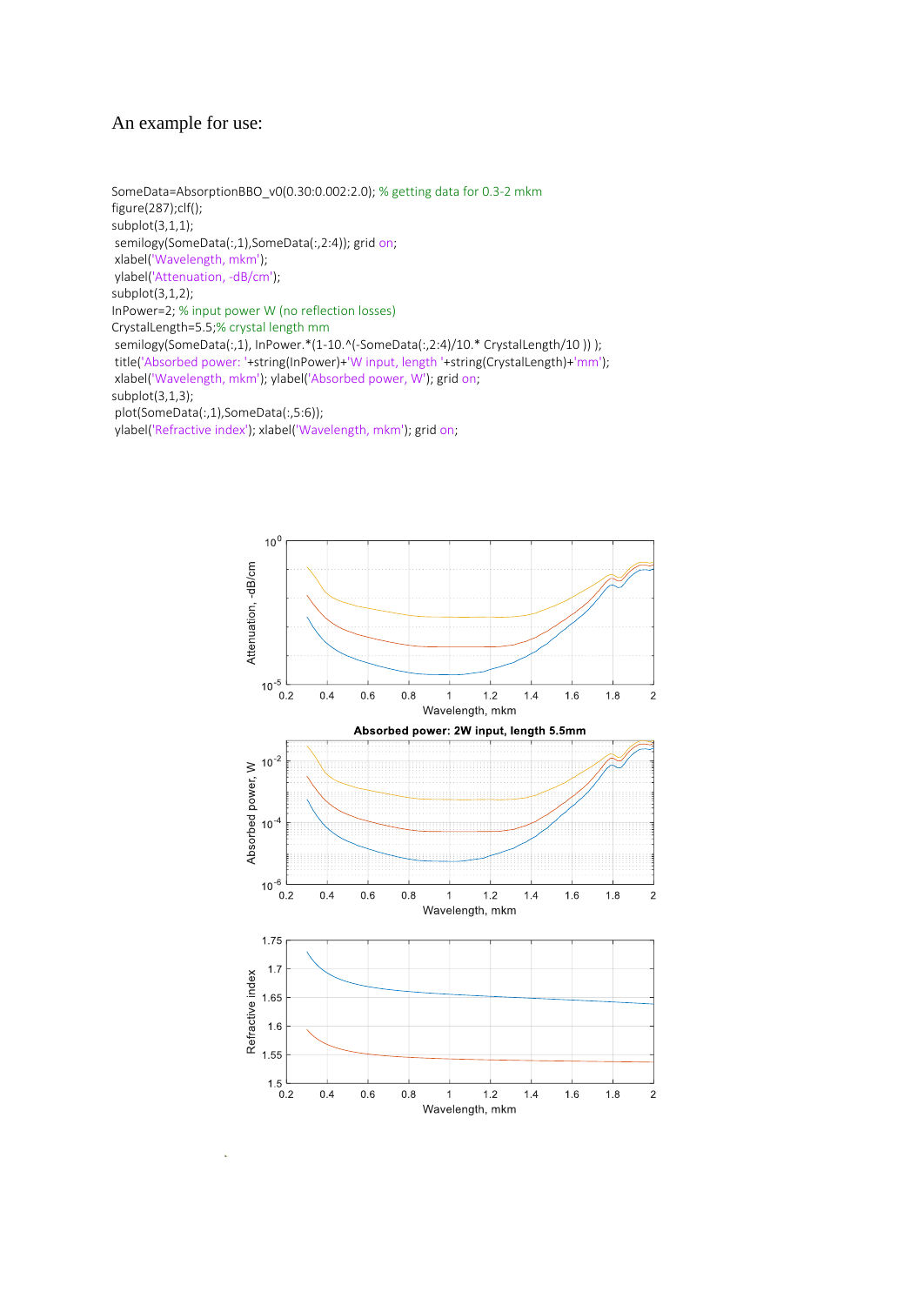An example for use:

```
SomeData=AbsorptionBBO_v0(0.30:0.002:2.0); % getting data for 0.3-2 mkm
figure(287);clf();
subplot(3,1,1);
 semilogy(SomeData(:,1),SomeData(:,2:4)); grid on;
 xlabel('Wavelength, mkm');
 ylabel('Attenuation, -dB/cm');
subplot(3,1,2);
InPower=2; % input power W (no reflection losses)
CrystalLength=5.5;% crystal length mm
 semilogy(SomeData(:,1), InPower.*(1-10.^(-SomeData(:,2:4)/10.* CrystalLength/10 )) );
 title('Absorbed power: '+string(InPower)+'W input, length '+string(CrystalLength)+'mm');
 xlabel('Wavelength, mkm'); ylabel('Absorbed power, W'); grid on;
subplot(3,1,3);
 plot(SomeData(:,1),SomeData(:,5:6));
 ylabel('Refractive index'); xlabel('Wavelength, mkm'); grid on;
```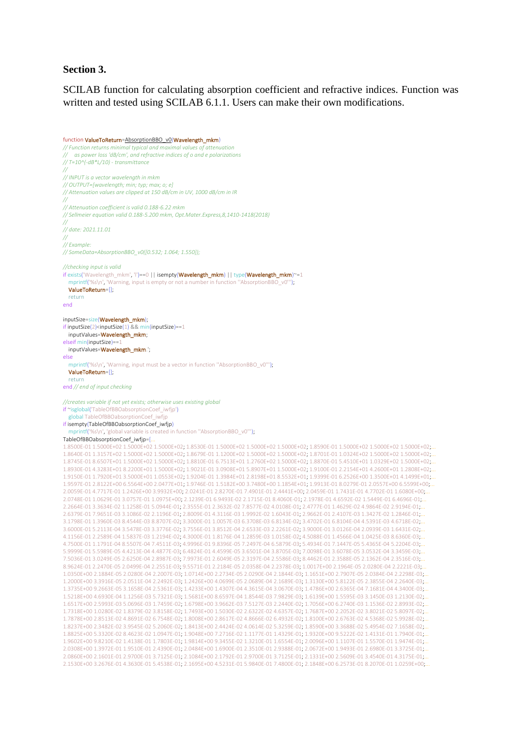## Section 3.

SCILAB function for calculating absorption coefficient and refractive indices. Function was written and tested using SCILAB 6.1.1. Users can make their own modifications.

```
function ValueToReturn=AbsorptionBBO_v0(Wavelength_mkm)
// Function returns minimal typical and maximal values of attenuation
//     as power loss 'dB/cm', and refractive indices of o and e polarizations
// T=10^(-dB*L/10) - transmittance
//
// INPUT is a vector wavelength in mkm
// OUTPUT=[wavelength; min; typ; max; o; e]
// Attenuation values are clipped at 150 dB/cm in UV, 1000 dB/cm in IR
//
// Attenuation coefficient is valid 0.188-6.22 mkm
// Sellmeier equation valid 0.188-5.200 mkm, Opt.Mater.Express,8,1410-1418(2018)
//
// date: 2021.11.01
//
// Example:
// SomeData=AbsorptionBBO_v0([0.532; 1.064; 1.550]);

//checking input is valid
if exists('Wavelength_mkm', 'l')==0 || isempty(Wavelength_mkm) || type(Wavelength_mkm)~=1
    mprintf('%s\n', 'Warning, input is empty or not a number in function ''AbsorptionBBO_v0''');
    ValueToReturn=[];
    return
end

inputSize=size(Wavelength_mkm);
if inputSize(2)<inputSize(1) && min(inputSize)==1
    inputValues=Wavelength_mkm;
elseif min(inputSize)==1
    inputValues=Wavelength_mkm.';
else
    mprintf('%s\n', 'Warning, input must be a vector in function ''AbsorptionBBO_v0''');
    ValueToReturn=[];
    return
end // end of input checking

//creates variable if not yet exists; otherwise uses existing global
if ~isglobal('TableOfBBOabsorptionCoef_iwfjp')
    global TableOfBBOabsorptionCoef_iwfjp
if isempty(TableOfBBOabsorptionCoef_iwfjp)
    mprintf('%s\n', 'global variable is created in function ''AbsorptionBBO_v0''');
TableOfBBOabsorptionCoef_iwfjp=[...
1.8500E-01 1.5000E+02 1.5000E+02 1.5000E+02; 1.8530E-01 1.5000E+02 1.5000E+02 1.5000E+02; 1.8590E-01 1.5000E+02 1.5000E+02 1.5000E+02;...
1.8640E-01 1.3157E+02 1.5000E+02 1.5000E+02; 1.8679E-01 1.1200E+02 1.5000E+02 1.5000E+02; 1.8701E-01 1.0324E+02 1.5000E+02 1.5000E+02;...
1.8745E-01 8.6507E+01 1.5000E+02 1.5000E+02; 1.8810E-01 6.7513E+01 1.2760E+02 1.5000E+02; 1.8870E-01 5.4510E+01 1.0329E+02 1.5000E+02;...
1.8930E-01 4.3283E+01 8.2200E+01 1.5000E+02; 1.9021E-01 3.0908E+01 5.8907E+01 1.5000E+02; 1.9100E-01 2.2154E+01 4.2600E+01 1.2808E+02;...
1.9150E-01 1.7920E+01 3.5000E+01 1.0553E+02; 1.9204E-01 1.3984E+01 2.8198E+01 8.5532E+01; 1.9399E-01 6.2526E+00 1.3500E+01 4.1499E+01;...
1.9597E-01 2.8122E+00 6.5564E+00 2.0477E+01; 1.9746E-01 1.5182E+00 3.7480E+00 1.1854E+01; 1.9913E-01 8.0279E-01 2.0557E+00 6.5599E+00;...
2.0059E-01 4.7717E-01 1.2426E+00 3.9932E+00; 2.0241E-01 2.8270E-01 7.4901E-01 2.4441E+00; 2.0459E-01 1.7431E-01 4.7702E-01 1.6080E+00;...
2.0748E-01 1.0629E-01 3.0757E-01 1.0975E+00; 2.1239E-01 6.9493E-02 2.1715E-01 8.4060E-01; 2.1978E-01 4.6592E-02 1.5449E-01 6.4696E-01;...
2.2664E-01 3.3634E-02 1.1258E-01 5.0944E-01; 2.3555E-01 2.3632E-02 7.8577E-02 4.0108E-01; 2.4777E-01 1.4629E-02 4.9864E-02 2.9194E-01;...
2.6379E-01 7.9651E-03 3.1086E-02 2.1196E-01; 2.8009E-01 4.3116E-03 1.9992E-02 1.6043E-01; 2.9662E-01 2.4107E-03 1.3427E-02 1.2846E-01;...
3.1798E-01 1.3960E-03 8.4544E-03 8.8707E-02; 3.3000E-01 1.0057E-03 6.3708E-03 6.8134E-02; 3.4702E-01 6.8104E-04 4.5391E-03 4.6718E-02;...
3.6000E-01 5.2113E-04 3.5478E-03 3.3776E-02; 3.7556E-01 3.8512E-04 2.6533E-03 2.2261E-02; 3.9000E-01 3.0126E-04 2.0939E-03 1.6431E-02;...
4.1156E-01 2.2589E-04 1.5837E-03 1.2194E-02; 4.3000E-01 1.8176E-04 1.2859E-03 1.0158E-02; 4.5088E-01 1.4566E-04 1.0425E-03 8.6360E-03;...
4.7500E-01 1.1791E-04 8.5507E-04 7.4511E-03; 4.9996E-01 9.8396E-05 7.2497E-04 6.5879E-03; 5.4934E-01 7.1447E-05 5.4365E-04 5.2204E-03;...
5.9999E-01 5.5989E-05 4.4213E-04 4.4877E-03; 6.4824E-01 4.4599E-05 3.6501E-04 3.8705E-03; 7.0098E-01 3.6078E-05 3.0532E-04 3.3459E-03;...
7.5036E-01 3.0249E-05 2.6250E-04 2.8987E-03; 7.9973E-01 2.6049E-05 2.3197E-04 2.5586E-03; 8.4462E-01 2.3588E-05 2.1362E-04 2.3516E-03;...
8.9624E-01 2.2470E-05 2.0499E-04 2.2551E-03; 9.5571E-01 2.2184E-05 2.0358E-04 2.2378E-03; 1.0017E+00 2.1964E-05 2.0280E-04 2.2221E-03;...
1.0350E+00 2.1884E-05 2.0280E-04 2.2007E-03; 1.0714E+00 2.2734E-05 2.0290E-04 2.1844E-03; 1.1651E+00 2.7907E-05 2.0384E-04 2.2298E-03;...
1.2000E+00 3.3916E-05 2.0511E-04 2.2492E-03; 1.2426E+00 4.0699E-05 2.0689E-04 2.1689E-03; 1.3130E+00 5.8122E-05 2.3855E-04 2.2640E-03;...
1.3735E+00 9.2663E-05 3.1658E-04 2.5361E-03; 1.4233E+00 1.4307E-04 4.3615E-04 3.0670E-03; 1.4786E+00 2.6365E-04 7.1681E-04 4.3400E-03;...
1.5218E+00 4.6930E-04 1.1256E-03 5.7321E-03; 1.5681E+00 8.6597E-04 1.8544E-03 7.9829E-03; 1.6139E+00 1.5595E-03 3.1450E-03 1.2130E-02;...
1.6517E+00 2.5993E-03 5.0696E-03 1.7459E-02; 1.6798E+00 3.9662E-03 7.5127E-03 2.2440E-02; 1.7056E+00 6.2740E-03 1.1536E-02 2.8993E-02;...
1.7318E+00 1.0280E-02 1.8379E-02 3.8158E-02; 1.7493E+00 1.5030E-02 2.6322E-02 4.6357E-02; 1.7687E+00 2.2052E-02 3.8021E-02 5.8097E-02;...
1.7878E+00 2.8513E-02 4.8691E-02 6.7548E-02; 1.8008E+00 2.8617E-02 4.8666E-02 6.4932E-02; 1.8100E+00 2.6763E-02 4.5368E-02 5.9928E-02;...
1.8237E+00 2.3482E-02 3.9545E-02 5.2060E-02; 1.8413E+00 2.4424E-02 4.0614E-02 5.3259E-02; 1.8590E+00 3.3688E-02 5.4954E-02 7.1658E-02;...
1.8825E+00 5.3320E-02 8.4623E-02 1.0947E-01; 1.9048E+00 7.2716E-02 1.1177E-01 1.4329E-01; 1.9320E+00 9.5222E-02 1.4131E-01 1.7940E-01;...
1.9602E+00 9.8210E-02 1.4138E-01 1.7803E-01; 1.9814E+00 9.3455E-02 1.3210E-01 1.6554E-01; 2.0096E+00 1.1107E-01 1.5570E-01 1.9474E-01;...
2.0308E+00 1.3972E-01 1.9510E-01 2.4390E-01; 2.0484E+00 1.6900E-01 2.3510E-01 2.9388E-01; 2.0672E+00 1.9493E-01 2.6980E-01 3.3725E-01;...
2.0860E+00 2.1601E-01 2.9700E-01 3.7125E-01; 2.1084E+00 2.1792E-01 2.9700E-01 3.7125E-01; 2.1331E+00 2.5609E-01 3.4540E-01 4.3175E-01;...
2.1530E+00 3.2676E-01 4.3630E-01 5.4538E-01; 2.1695E+00 4.5231E-01 5.9840E-01 7.4800E-01; 2.1848E+00 6.2573E-01 8.2070E-01 1.0259E+00;...
```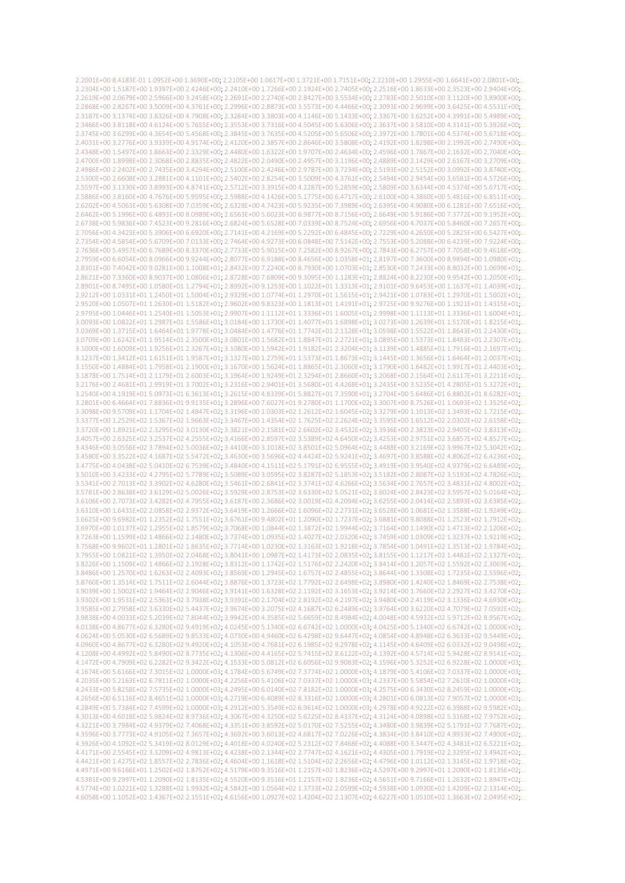2.2001E+00 8.4183E-01 1.0952E+00 1.3690E+00; 2.2105E+00 1.0617E+00 1.3721E+00 1.7151E+00; 2.2210E+00 1.2955E+00 1.6641E+00 2.0801E+00;...
2.2304E+00 1.5187E+00 1.9397E+00 2.4246E+00; 2.2410E+00 1.7266E+00 2.1924E+00 2.7405E+00; 2.2516E+00 1.8633E+00 2.3523E+00 2.9404E+00;...
2.2619E+00 2.0679E+00 2.5966E+00 3.2458E+00; 2.2691E+00 2.2740E+00 2.8427E+00 3.5534E+00; 2.2783E+00 2.5010E+00 3.1120E+00 3.8900E+00;...
2.2868E+00 2.8267E+00 3.5009E+00 4.3761E+00; 2.2996E+00 2.8873E+00 3.5573E+00 4.4466E+00; 2.3093E+00 2.9699E+00 3.6425E+00 4.5531E+00;...
2.3187E+00 3.1374E+00 3.8326E+00 4.7908E+00; 2.3284E+00 3.3803E+00 4.1146E+00 5.1433E+00; 2.3367E+00 3.6252E+00 4.3991E+00 5.4989E+00;...
2.3466E+00 3.8118E+00 4.6124E+00 5.7655E+00; 2.3553E+00 3.7316E+00 4.5045E+00 5.6306E+00; 2.3637E+00 3.5810E+00 4.3141E+00 5.3926E+00;...
2.3745E+00 3.6299E+00 4.3654E+00 5.4568E+00; 2.3845E+00 3.7635E+00 4.5205E+00 5.6506E+00; 2.3972E+00 3.7801E+00 4.5374E+00 5.6718E+00;...
2.4031E+00 3.2776E+00 3.9339E+00 4.9174E+00; 2.4120E+00 2.3857E+00 2.8646E+00 3.5808E+00; 2.4192E+00 1.8298E+00 2.1992E+00 2.7490E+00;...
2.4348E+00 1.5497E+00 1.8663E+00 2.3329E+00; 2.4480E+00 1.6322E+00 1.9707E+00 2.4634E+00; 2.4596E+00 1.7867E+00 2.1632E+00 2.7040E+00;...
2.4700E+00 1.8998E+00 2.3068E+00 2.8835E+00; 2.4822E+00 2.0490E+00 2.4957E+00 3.1196E+00; 2.4889E+00 2.1429E+00 2.6167E+00 3.2709E+00;...
2.4986E+00 2.2402E+00 2.7435E+00 3.4294E+00; 2.5100E+00 2.4246E+00 2.9787E+00 3.7234E+00; 2.5193E+00 2.5152E+00 3.0992E+00 3.8740E+00;...
2.5300E+00 2.6608E+00 3.2881E+00 4.1101E+00; 2.5402E+00 2.8254E+00 3.5009E+00 4.3761E+00; 2.5494E+00 2.9454E+00 3.6581E+00 4.5726E+00;...
2.5597E+00 3.1330E+00 3.8993E+00 4.8741E+00; 2.5712E+00 3.3915E+00 4.2287E+00 5.2859E+00; 2.5809E+00 3.6344E+00 4.5374E+00 5.6717E+00;...
2.5886E+00 3.8160E+00 4.7676E+00 5.9595E+00; 2.5988E+00 4.1426E+00 5.1775E+00 6.4717E+00; 2.6100E+00 4.3860E+00 5.4816E+00 6.8511E+00;...
2.6202E+00 4.5063E+00 5.6308E+00 7.0359E+00; 2.6328E+00 4.7423E+00 5.9235E+00 7.3989E+00; 2.6395E+00 4.9080E+00 6.1281E+00 7.6516E+00;...
2.6462E+00 5.1996E+00 6.4893E+00 8.0989E+00; 2.6563E+00 5.6023E+00 6.9877E+00 8.7156E+00; 2.6649E+00 5.9186E+00 7.3772E+00 9.1952E+00;...
2.6738E+00 5.9836E+00 7.4523E+00 9.2816E+00; 2.6824E+00 5.6528E+00 7.0339E+00 8.7524E+00; 2.6956E+00 4.7037E+00 5.8460E+00 7.2657E+00;...
2.7056E+00 4.3423E+00 5.3906E+00 6.6920E+00; 2.7141E+00 4.2169E+00 5.2292E+00 6.4845E+00; 2.7229E+00 4.2650E+00 5.2825E+00 6.5427E+00;...
2.7354E+00 4.5854E+00 5.6709E+00 7.0133E+00; 2.7464E+00 4.9273E+00 6.0848E+00 7.5142E+00; 2.7553E+00 5.2088E+00 6.4239E+00 7.9224E+00;...
2.7636E+00 5.4957E+00 6.7689E+00 8.3370E+00; 2.7733E+00 5.9015E+00 7.2582E+00 8.9267E+00; 2.7843E+00 6.2757E+00 7.7058E+00 9.4618E+00;...
2.7959E+00 6.6054E+00 8.0966E+00 9.9244E+00; 2.8077E+00 6.9188E+00 8.4656E+00 1.0358E+01; 2.8197E+00 7.3600E+00 8.9894E+00 1.0980E+01;...
2.8301E+00 7.4042E+00 9.0281E+00 1.1008E+01; 2.8432E+00 7.2240E+00 8.7930E+00 1.0703E+01; 2.8530E+00 7.2433E+00 8.8032E+00 1.0699E+01;...
2.8621E+00 7.3360E+00 8.9037E+00 1.0806E+01; 2.8728E+00 7.6809E+00 9.3095E+00 1.1283E+01; 2.8824E+00 8.2230E+00 9.9542E+00 1.2050E+01;...
2.8901E+00 8.7495E+00 1.0580E+01 1.2794E+01; 2.8992E+00 9.1253E+00 1.1022E+01 1.3313E+01; 2.9101E+00 9.6453E+00 1.1637E+01 1.4039E+01;...
2.9212E+00 1.0331E+01 1.2450E+01 1.5004E+01; 2.9329E+00 1.0774E+01 1.2970E+01 1.5615E+01; 2.9421E+00 1.0783E+01 1.2970E+01 1.5602E+01;...
2.9520E+00 1.0507E+01 1.2630E+01 1.5182E+01; 2.9602E+00 9.8323E+00 1.1813E+01 1.4191E+01; 2.9725E+00 9.9276E+00 1.1921E+01 1.4315E+01;...
2.9795E+00 1.0446E+01 1.2540E+01 1.5053E+01; 2.9907E+00 1.1112E+01 1.3336E+01 1.6005E+01; 2.9998E+00 1.1113E+01 1.3336E+01 1.6004E+01;...
3.0093E+00 1.0822E+01 1.2987E+01 1.5586E+01; 3.0184E+00 1.1730E+01 1.4077E+01 1.6898E+01; 3.0273E+00 1.2639E+01 1.5170E+01 1.8215E+01;...
3.0369E+00 1.3715E+01 1.6464E+01 1.9778E+01; 3.0484E+00 1.4776E+01 1.7742E+01 2.1328E+01; 3.0598E+00 1.5522E+01 1.8643E+01 2.2430E+01;...
3.0709E+00 1.6242E+01 1.9514E+01 2.3500E+01; 3.0801E+00 1.5682E+01 1.8847E+01 2.2721E+01; 3.0895E+00 1.5373E+01 1.8483E+01 2.2307E+01;...
3.1000E+00 1.6009E+01 1.9256E+01 2.3267E+01; 3.1080E+00 1.5942E+01 1.9182E+01 2.3204E+01; 3.1139E+00 1.4885E+01 1.7916E+01 2.1697E+01;...
3.1237E+00 1.3412E+01 1.6151E+01 1.9587E+01; 3.1327E+00 1.2759E+01 1.5373E+01 1.8673E+01; 3.1445E+00 1.3656E+01 1.6464E+01 2.0037E+01;...
3.1550E+00 1.4884E+01 1.7958E+01 2.1900E+01; 3.1670E+00 1.5624E+01 1.8865E+01 2.3060E+01; 3.1790E+00 1.6482E+01 1.9917E+01 2.4403E+01;...
3.1878E+00 1.7514E+01 2.1179E+01 2.6003E+01; 3.1964E+00 1.9249E+01 2.3294E+01 2.8660E+01; 3.2068E+00 2.1564E+01 2.6117E+01 3.2211E+01;...
3.2176E+00 2.4681E+01 2.9919E+01 3.7002E+01; 3.2316E+00 2.9401E+01 3.5680E+01 4.4268E+01; 3.2435E+00 3.5235E+01 4.2805E+01 5.3272E+01;...
3.2540E+00 4.1919E+01 5.0973E+01 6.3613E+01; 3.2615E+00 4.8339E+01 5.8827E+01 7.3590E+01; 3.2704E+00 5.6486E+01 6.8802E+01 8.6282E+01;...
3.2801E+00 6.4664E+01 7.8836E+01 9.9135E+01; 3.2896E+00 7.6027E+01 9.2780E+01 1.1700E+02; 3.3007E+00 8.7526E+01 1.0693E+02 1.3525E+02;...
3.3098E+00 9.5709E+01 1.1704E+02 1.4847E+02; 3.3196E+00 1.0303E+02 1.2612E+02 1.6045E+02; 3.3279E+00 1.1013E+02 1.3493E+02 1.7215E+02;...
3.3377E+00 1.2529E+02 1.5367E+02 1.9663E+02; 3.3467E+00 1.4354E+02 1.7625E+02 2.2624E+02; 3.3595E+00 1.6512E+02 2.0302E+02 2.6158E+02;...
3.3720E+00 1.8921E+02 2.3295E+02 3.0130E+02; 3.3821E+00 2.1581E+02 2.6602E+02 3.4532E+02; 3.3936E+00 2.3823E+02 2.9405E+02 3.8313E+02;...
3.4057E+00 2.6325E+02 3.2537E+02 4.2555E+02; 3.4166E+00 2.8597E+02 3.5389E+02 4.6450E+02; 3.4253E+00 2.9751E+02 3.6857E+02 4.8527E+02;...
3.4346E+00 3.0556E+02 3.7894E+02 5.0036E+02; 3.4410E+00 3.1018E+02 3.8501E+02 5.0964E+02; 3.4488E+00 3.2169E+02 3.9967E+02 5.3042E+02;...
3.4580E+00 3.3522E+02 4.1687E+02 5.5472E+02; 3.4630E+00 3.5696E+02 4.4424E+02 5.9241E+02; 3.4697E+00 3.8588E+02 4.8062E+02 6.4236E+02;...
3.4775E+00 4.0438E+02 5.0410E+02 6.7539E+02; 3.4840E+00 4.1511E+02 5.1791E+02 6.9555E+02; 3.4919E+00 3.9540E+02 4.9379E+02 6.6489E+02;...
3.5010E+00 3.4233E+02 4.2795E+02 5.7789E+02; 3.5089E+00 3.0595E+02 3.8287E+02 5.1853E+02; 3.5182E+00 2.8087E+02 3.5193E+02 4.7826E+02;...
3.5341E+00 2.7013E+02 3.3902E+02 4.6280E+02; 3.5461E+00 2.6841E+02 3.3741E+02 4.6266E+02; 3.5634E+00 2.7657E+02 3.4831E+02 4.8002E+02;...
3.5781E+00 2.8638E+02 3.6129E+02 5.0026E+02; 3.5929E+00 2.8753E+02 3.6330E+02 5.0521E+02; 3.6024E+00 2.8423E+02 3.5957E+02 5.0164E+02;...
3.6106E+00 2.7073E+02 3.4282E+02 4.7955E+02; 3.6187E+00 2.3686E+02 3.0019E+02 4.2094E+02; 3.6255E+00 2.0414E+02 2.5893E+02 3.6385E+02;...
3.6310E+00 1.6431E+02 2.0858E+02 2.9372E+02; 3.6419E+00 1.2666E+02 1.6096E+02 2.2731E+02; 3.6528E+00 1.0681E+02 1.3588E+02 1.9249E+02;...
3.6625E+00 9.6982E+01 1.2352E+02 1.7551E+02; 3.6761E+00 9.4802E+01 1.2090E+02 1.7237E+02; 3.6881E+00 9.8088E+01 1.2523E+02 1.7912E+02;...
3.6970E+00 1.0137E+02 1.2955E+02 1.8579E+02; 3.7068E+00 1.0844E+02 1.3872E+02 1.9944E+02; 3.7164E+00 1.1490E+02 1.4713E+02 2.1206E+02;...
3.7263E+00 1.1599E+02 1.4866E+02 2.1480E+02; 3.7374E+00 1.0935E+02 1.4027E+02 2.0320E+02; 3.7459E+00 1.0309E+02 1.3237E+02 1.9219E+02;...
3.7568E+00 9.9602E+01 1.2801E+02 1.8635E+02; 3.7714E+00 1.0230E+02 1.3163E+02 1.9218E+02; 3.7854E+00 1.0491E+02 1.3513E+02 1.9784E+02;...
3.7955E+00 1.0821E+02 1.3950E+02 2.0468E+02; 3.8041E+00 1.0987E+02 1.4173E+02 2.0835E+02; 3.8155E+00 1.1217E+02 1.4481E+02 2.1327E+02;...
3.8226E+00 1.1509E+02 1.4866E+02 2.1928E+02; 3.8312E+00 1.1742E+02 1.5176E+02 2.2420E+02; 3.8414E+00 1.2057E+02 1.5592E+02 2.3069E+02;...
3.8486E+00 1.2570E+02 1.6263E+02 2.4093E+02; 3.8569E+00 1.2945E+02 1.6757E+02 2.4855E+02; 3.8644E+00 1.3308E+02 1.7235E+02 2.5596E+02;...
3.8760E+00 1.3514E+02 1.7511E+02 2.6044E+02; 3.8876E+00 1.3723E+02 1.7792E+02 2.6498E+02; 3.8980E+00 1.4240E+02 1.8469E+02 2.7538E+02;...
3.9039E+00 1.5002E+02 1.9464E+02 2.9046E+02; 3.9141E+00 1.6328E+02 2.1192E+02 3.1653E+02; 3.9214E+00 1.7660E+02 2.2927E+02 3.4270E+02;...
3.9302E+00 1.9531E+02 2.5363E+02 3.7938E+02; 3.9391E+00 2.1704E+02 2.8192E+02 4.2197E+02; 3.9480E+00 2.4119E+02 3.1336E+02 4.6930E+02;...
3.9585E+00 2.7958E+02 3.6330E+02 5.4437E+02; 3.9674E+00 3.2075E+02 4.1687E+02 6.2489E+02; 3.9764E+00 3.6220E+02 4.7079E+02 7.0592E+02;...
3.9838E+00 4.0033E+02 5.2039E+02 7.8044E+02; 3.9942E+00 4.3585E+02 5.6659E+02 8.4984E+02; 4.0048E+00 4.5932E+02 5.9712E+02 8.9567E+02;...
4.0138E+00 4.8677E+02 6.3280E+02 9.4919E+02; 4.0245E+00 5.1340E+02 6.6742E+02 1.0000E+03; 4.0425E+00 5.1340E+02 6.6742E+02 1.0000E+03;...
4.0624E+00 5.0530E+02 6.5689E+02 9.8533E+02; 4.0730E+00 4.9460E+02 6.4298E+02 9.6447E+02; 4.0854E+00 4.8948E+02 6.3633E+02 9.5449E+02;...
4.0960E+00 4.8677E+02 6.3280E+02 9.4920E+02; 4.1053E+00 4.7681E+02 6.1985E+02 9.2978E+02; 4.1145E+00 4.6409E+02 6.0332E+02 9.0498E+02;...
4.1208E+00 4.4992E+02 5.8490E+02 8.7735E+02; 4.1306E+00 4.4165E+02 5.7415E+02 8.6122E+02; 4.1392E+00 4.5714E+02 5.9428E+02 8.9141E+02;...
4.1472E+00 4.7909E+02 6.2282E+02 9.3422E+02; 4.1533E+00 5.0812E+02 6.6056E+02 9.9083E+02; 4.1596E+00 5.3252E+02 6.9228E+02 1.0000E+03;...
4.1674E+00 5.6166E+02 7.3015E+02 1.0000E+03; 4.1784E+00 5.6749E+02 7.3774E+02 1.0000E+03; 4.1879E+00 5.4106E+02 7.0337E+02 1.0000E+03;...
4.2035E+00 5.2163E+02 6.7811E+02 1.0000E+03; 4.2256E+00 5.4106E+02 7.0337E+02 1.0000E+03; 4.2337E+00 5.5854E+02 7.2610E+02 1.0000E+03;...
4.2433E+00 5.8258E+02 7.5735E+02 1.0000E+03; 4.2495E+00 6.0140E+02 7.8182E+02 1.0000E+03; 4.2575E+00 6.3430E+02 8.2459E+02 1.0000E+03;...
4.2656E+00 6.5116E+02 8.4651E+02 1.0000E+03; 4.2719E+00 6.4089E+02 8.3316E+02 1.0000E+03; 4.2801E+00 6.0813E+02 7.9057E+02 1.0000E+03;...
4.2849E+00 5.7384E+02 7.4599E+02 1.0000E+03; 4.2912E+00 5.3549E+02 6.9614E+02 1.0000E+03; 4.2978E+00 4.9222E+02 6.3988E+02 9.5982E+02;...
4.3013E+00 4.6018E+02 5.9824E+02 8.9736E+02; 4.3067E+00 4.3250E+02 5.6225E+02 8.4337E+02; 4.3124E+00 4.0898E+02 5.3168E+02 7.9752E+02;...
4.3221E+00 3.7984E+02 4.9379E+02 7.4068E+02; 4.3351E+00 3.8592E+02 5.0170E+02 7.5255E+02; 4.3480E+00 3.9839E+02 5.1791E+02 7.7687E+02;...
4.3596E+00 3.7773E+02 4.9105E+02 7.3657E+02; 4.3692E+00 3.6013E+02 4.6817E+02 7.0226E+02; 4.3834E+00 3.8410E+02 4.9933E+02 7.4900E+02;...
4.3926E+00 4.1092E+02 5.3419E+02 8.0129E+02; 4.4018E+00 4.0240E+02 5.2312E+02 7.8468E+02; 4.4088E+00 3.3447E+02 4.3481E+02 6.5221E+02;...
4.4171E+00 2.5545E+02 3.3209E+02 4.9813E+02; 4.4238E+00 2.1344E+02 2.7747E+02 4.1621E+02; 4.4305E+00 1.7919E+02 2.3295E+02 3.4942E+02;...
4.4421E+00 1.4275E+02 1.8557E+02 2.7836E+02; 4.4604E+00 1.1618E+02 1.5104E+02 2.2656E+02; 4.4796E+00 1.0112E+02 1.3145E+02 1.9718E+02;...
4.4971E+00 9.6166E+01 1.2502E+02 1.8752E+02; 4.5179E+00 9.3516E+01 1.2157E+02 1.8236E+02; 4.5297E+00 9.2997E+01 1.2090E+02 1.8135E+02;...
4.5381E+00 9.2997E+01 1.2090E+02 1.8135E+02; 4.5520E+00 9.3516E+01 1.2157E+02 1.8236E+02; 4.5651E+00 9.7166E+01 1.2632E+02 1.8947E+02;...
4.5774E+00 1.0221E+02 1.3288E+02 1.9932E+02; 4.5842E+00 1.0564E+02 1.3733E+02 2.0599E+02; 4.5938E+00 1.0930E+02 1.4209E+02 2.1314E+02;...
4.6058E+00 1.1052E+02 1.4367E+02 2.1551E+02; 4.6156E+00 1.0927E+02 1.4204E+02 2.1307E+02; 4.6227E+00 1.0510E+02 1.3663E+02 2.0495E+02;...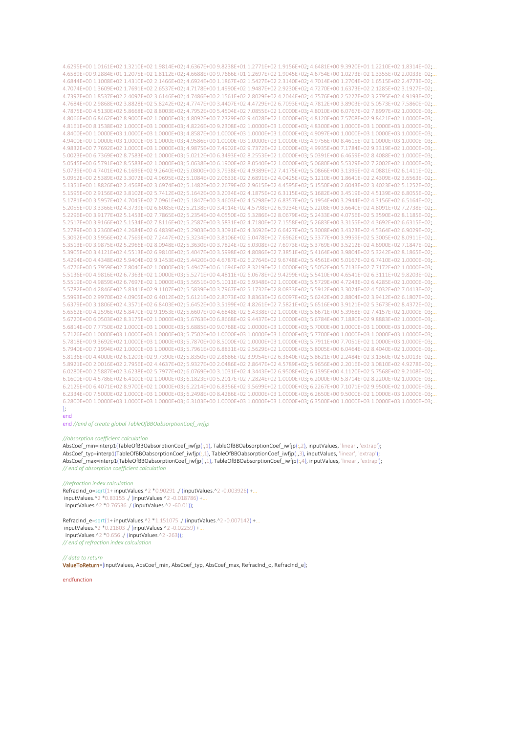```
4.6295E+00 1.0161E+02 1.3210E+02 1.9814E+02; 4.6367E+00 9.8238E+01 1.2771E+02 1.9156E+02; 4.6481E+00 9.3920E+01 1.2210E+02 1.8314E+02;...
4.6589E+00 9.2884E+01 1.2075E+02 1.8112E+02; 4.6688E+00 9.7666E+01 1.2697E+02 1.9045E+02; 4.6754E+00 1.0273E+02 1.3355E+02 2.0033E+02;...
4.6844E+00 1.1008E+02 1.4310E+02 2.1466E+02; 4.6924E+00 1.1867E+02 1.5427E+02 2.3140E+02; 4.7014E+00 1.2704E+02 1.6515E+02 2.4773E+02;...
4.7074E+00 1.3609E+02 1.7691E+02 2.6537E+02; 4.7178E+00 1.4990E+02 1.9487E+02 2.9230E+02; 4.7270E+00 1.6373E+02 2.1285E+02 3.1927E+02;...
4.7397E+00 1.8537E+02 2.4097E+02 3.6146E+02; 4.7486E+00 2.1561E+02 2.8029E+02 4.2044E+02; 4.7576E+00 2.5227E+02 3.2795E+02 4.9193E+02;...
4.7684E+00 2.9868E+02 3.8828E+02 5.8242E+02; 4.7747E+00 3.4407E+02 4.4729E+02 6.7093E+02; 4.7812E+00 3.8903E+02 5.0573E+02 7.5860E+02;...
4.7875E+00 4.5130E+02 5.8668E+02 8.8003E+02; 4.7952E+00 5.4504E+02 7.0855E+02 1.0000E+03; 4.8010E+00 6.0767E+02 7.8997E+02 1.0000E+03;...
4.8066E+00 6.8462E+02 8.9000E+02 1.0000E+03; 4.8092E+00 7.2329E+02 9.4028E+02 1.0000E+03; 4.8120E+00 7.5708E+02 9.8421E+02 1.0000E+03;...
4.8161E+00 8.1538E+02 1.0000E+03 1.0000E+03; 4.8226E+00 9.2308E+02 1.0000E+03 1.0000E+03; 4.8300E+00 1.0000E+03 1.0000E+03 1.0000E+03;...
4.8400E+00 1.0000E+03 1.0000E+03 1.0000E+03; 4.8587E+00 1.0000E+03 1.0000E+03 1.0000E+03; 4.9097E+00 1.0000E+03 1.0000E+03 1.0000E+03;...
4.9400E+00 1.0000E+03 1.0000E+03 1.0000E+03; 4.9586E+00 1.0000E+03 1.0000E+03 1.0000E+03; 4.9756E+00 8.4615E+02 1.0000E+03 1.0000E+03;...
4.9832E+00 7.7692E+02 1.0000E+03 1.0000E+03; 4.9875E+00 7.4902E+02 9.7372E+02 1.0000E+03; 4.9935E+00 7.1784E+02 9.3319E+02 1.0000E+03;...
5.0023E+00 6.7369E+02 8.7583E+02 1.0000E+03; 5.0212E+00 6.3493E+02 8.2553E+02 1.0000E+03; 5.0391E+00 6.4659E+02 8.4088E+02 1.0000E+03;...
5.0545E+00 6.5791E+02 8.5583E+02 1.0000E+03; 5.0638E+00 6.1900E+02 8.0540E+02 1.0000E+03; 5.0680E+00 5.5329E+02 7.2002E+02 1.0000E+03;...
5.0739E+00 4.7401E+02 6.1696E+02 9.2640E+02; 5.0800E+00 3.7938E+02 4.9389E+02 7.4175E+02; 5.0866E+00 3.1395E+02 4.0881E+02 6.1411E+02;...
5.0952E+00 2.5389E+02 3.3072E+02 4.9695E+02; 5.1084E+00 2.0633E+02 2.6891E+02 4.0425E+02; 5.1210E+00 1.8641E+02 2.4309E+02 3.6563E+02;...
5.1351E+00 1.8826E+02 2.4568E+02 3.6974E+02; 5.1482E+00 2.2679E+02 2.9615E+02 4.4595E+02; 5.1550E+00 2.6043E+02 3.4023E+02 5.1252E+02;...
5.1595E+00 2.9156E+02 3.8102E+02 5.7412E+02; 5.1642E+00 3.2034E+02 4.1875E+02 6.3115E+02; 5.1682E+00 3.4519E+02 4.5139E+02 6.8055E+02;...
5.1781E+00 3.5957E+02 4.7045E+02 7.0961E+02; 5.1847E+00 3.4603E+02 4.5298E+02 6.8357E+02; 5.1954E+00 3.2944E+02 4.3156E+02 6.5164E+02;...
5.2055E+00 3.3366E+02 4.3739E+02 6.6085E+02; 5.2138E+00 3.4914E+02 4.5798E+02 6.9234E+02; 5.2208E+00 3.6640E+02 4.8091E+02 7.2738E+02;...
5.2296E+00 3.9177E+02 5.1453E+02 7.7865E+02; 5.2354E+00 4.0550E+02 5.3286E+02 8.0679E+02; 5.2433E+00 4.0756E+02 5.3590E+02 8.1185E+02;...
5.2517E+00 3.9166E+02 5.1534E+02 7.8116E+02; 5.2587E+00 3.5831E+02 4.7180E+02 7.1558E+02; 5.2683E+00 3.3155E+02 4.3692E+02 6.6315E+02;...
5.2789E+00 3.2360E+02 4.2684E+02 6.4839E+02; 5.2903E+00 3.3091E+02 4.3692E+02 6.6427E+02; 5.3008E+00 3.4323E+02 4.5364E+02 6.9029E+02;...
5.3092E+00 3.5956E+02 4.7569E+02 7.2447E+02; 5.3234E+00 3.8106E+02 5.0478E+02 7.6962E+02; 5.3377E+00 3.9959E+02 5.3005E+02 8.0911E+02;...
5.3513E+00 3.9875E+02 5.2966E+02 8.0948E+02; 5.3630E+00 3.7824E+02 5.0308E+02 7.6973E+02; 5.3769E+00 3.5212E+02 4.6900E+02 7.1847E+02;...
5.3905E+00 3.4121E+02 4.5513E+02 6.9810E+02; 5.4047E+00 3.5998E+02 4.8086E+02 7.3851E+02; 5.4164E+00 3.9804E+02 5.3242E+02 8.1865E+02;...
5.4294E+00 4.4348E+02 5.9404E+02 9.1453E+02; 5.4420E+00 4.6787E+02 6.2764E+02 9.6748E+02; 5.4561E+00 5.0167E+02 6.7410E+02 1.0000E+03;...
5.4776E+00 5.7959E+02 7.8040E+02 1.0000E+03; 5.4947E+00 6.1694E+02 8.3219E+02 1.0000E+03; 5.5052E+00 5.7136E+02 7.7172E+02 1.0000E+03;...
5.5136E+00 4.9816E+02 6.7363E+02 1.0000E+03; 5.5271E+00 4.4811E+02 6.0678E+02 9.4299E+02; 5.5410E+00 4.6541E+02 6.3111E+02 9.8203E+02;...
5.5519E+00 4.9859E+02 6.7697E+02 1.0000E+03; 5.5651E+00 5.1011E+02 6.9348E+02 1.0000E+03; 5.5729E+00 4.7243E+02 6.4285E+02 1.0000E+03;...
5.5782E+00 4.2846E+02 5.8341E+02 9.1107E+02; 5.5839E+00 3.7967E+02 5.1732E+02 8.0833E+02; 5.5912E+00 3.3024E+02 4.5032E+02 7.0413E+02;...
5.5993E+00 2.9970E+02 4.0905E+02 6.4012E+02; 5.6121E+00 2.8073E+02 3.8363E+02 6.0097E+02; 5.6242E+00 2.8804E+02 3.9412E+02 6.1807E+02;...
5.6379E+00 3.1806E+02 4.3571E+02 6.8403E+02; 5.6452E+00 3.5199E+02 4.8261E+02 7.5821E+02; 5.6516E+00 3.9121E+02 5.3673E+02 8.4372E+02;...
5.6562E+00 4.2596E+02 5.8470E+02 9.1953E+02; 5.6607E+00 4.6848E+02 6.4338E+02 1.0000E+03; 5.6671E+00 5.3968E+02 7.4157E+02 1.0000E+03;...
5.6720E+00 6.0503E+02 8.3175E+02 1.0000E+03; 5.6763E+00 6.8668E+02 9.4437E+02 1.0000E+03; 5.6784E+00 7.1880E+02 9.8883E+02 1.0000E+03;...
5.6814E+00 7.7750E+02 1.0000E+03 1.0000E+03; 5.6885E+00 9.0768E+02 1.0000E+03 1.0000E+03; 5.7000E+00 1.0000E+03 1.0000E+03 1.0000E+03;...
5.7126E+00 1.0000E+03 1.0000E+03 1.0000E+03; 5.7502E+00 1.0000E+03 1.0000E+03 1.0000E+03; 5.7700E+00 1.0000E+03 1.0000E+03 1.0000E+03;...
5.7818E+00 9.3692E+02 1.0000E+03 1.0000E+03; 5.7870E+00 8.5000E+02 1.0000E+03 1.0000E+03; 5.7911E+00 7.7051E+02 1.0000E+03 1.0000E+03;...
5.7940E+00 7.1994E+02 1.0000E+03 1.0000E+03; 5.7961E+00 6.8831E+02 9.5629E+02 1.0000E+03; 5.8005E+00 6.0464E+02 8.4040E+02 1.0000E+03;...
5.8136E+00 4.4000E+02 6.1209E+02 9.7390E+02; 5.8350E+00 2.8686E+02 3.9954E+02 6.3640E+02; 5.8621E+00 2.2484E+02 3.1360E+02 5.0013E+02;...
5.8921E+00 2.0016E+02 2.7956E+02 4.4637E+02; 5.9327E+00 2.0486E+02 2.8647E+02 4.5789E+02; 5.9656E+00 2.2016E+02 3.0810E+02 4.9278E+02;...
6.0280E+00 2.5887E+02 3.6238E+02 5.7977E+02; 6.0769E+00 3.1031E+02 4.3443E+02 6.9508E+02; 6.1395E+00 4.1120E+02 5.7568E+02 9.2108E+02;...
6.1600E+00 4.5786E+02 6.4100E+02 1.0000E+03; 6.1823E+00 5.2017E+02 7.2824E+02 1.0000E+03; 6.2000E+00 5.8714E+02 8.2200E+02 1.0000E+03;...
6.2125E+00 6.4071E+02 8.9700E+02 1.0000E+03; 6.2214E+00 6.8356E+02 9.5699E+02 1.0000E+03; 6.2267E+00 7.1071E+02 9.9500E+02 1.0000E+03;...
6.2334E+00 7.5000E+02 1.0000E+03 1.0000E+03; 6.2498E+00 8.4286E+02 1.0000E+03 1.0000E+03; 6.2650E+00 9.5000E+02 1.0000E+03 1.0000E+03;...
6.2800E+00 1.0000E+03 1.0000E+03 1.0000E+03; 6.3103E+00 1.0000E+03 1.0000E+03 1.0000E+03; 6.3500E+00 1.0000E+03 1.0000E+03 1.0000E+03;...
];
end
end //end of create global TableOfBBOabsorptionCoef_iwfjp

//absorption coefficient calculation
AbsCoef_min=interp1(TableOfBBOabsorptionCoef_iwfjp(:,1), TableOfBBOabsorptionCoef_iwfjp(:,2), inputValues, 'linear', 'extrap');
AbsCoef_typ=interp1(TableOfBBOabsorptionCoef_iwfjp(:,1), TableOfBBOabsorptionCoef_iwfjp(:,3), inputValues, 'linear', 'extrap');
AbsCoef_max=interp1(TableOfBBOabsorptionCoef_iwfjp(:,1), TableOfBBOabsorptionCoef_iwfjp(:,4), inputValues, 'linear', 'extrap');
// end of absorption coefficient calculation

//refraction index calculation
RefracInd_o=sqrt(1+ inputValues.^2 *0.90291 ./ (inputValues.^2 -0.003926) +...
 inputValues.^2 *0.83155 ./ (inputValues.^2 -0.018786) +...
  inputValues.^2 *0.76536 ./ (inputValues.^2 -60.01));

RefracInd_e=sqrt(1+ inputValues.^2 *1.151075 ./ (inputValues.^2 -0.007142) +...
 inputValues.^2 *0.21803 ./ (inputValues.^2 -0.02259) +...
  inputValues.^2 *0.656 ./ (inputValues.^2 -263));
// end of refraction index calculation

// data to return
ValueToReturn=[inputValues, AbsCoef_min, AbsCoef_typ, AbsCoef_max, RefracInd_o, RefracInd_e];

endfunction
```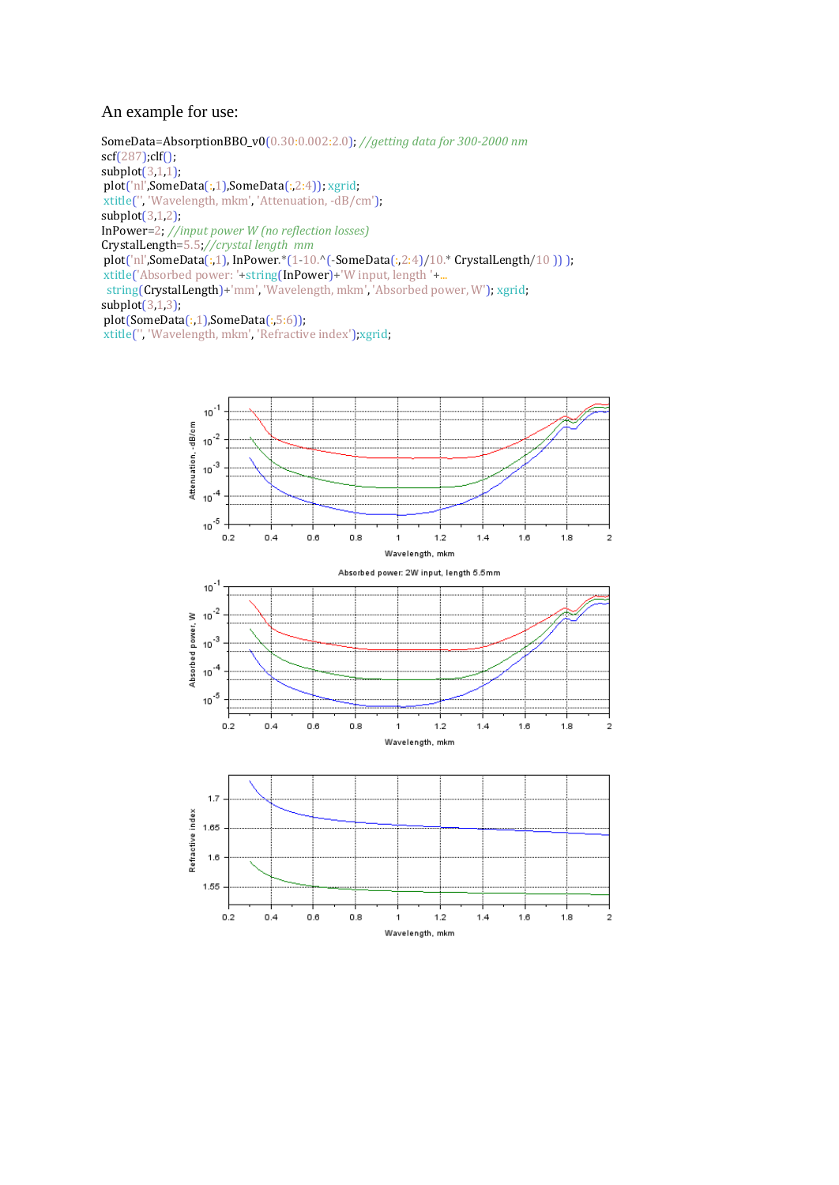An example for use:

```
SomeData=AbsorptionBBO_v0(0.30:0.002:2.0); //getting data for 300-2000 nm
scf(287);clf();
subplot(3,1,1);
 plot('nl',SomeData(:,1),SomeData(:,2:4)); xgrid;
 xtitle('', 'Wavelength, mkm', 'Attenuation, -dB/cm');
subplot(3,1,2);
InPower=2; //input power W (no reflection losses)
CrystalLength=5.5;//crystal length  mm
 plot('nl',SomeData(:,1), InPower.*(1-10.^(-SomeData(:,2:4)/10.* CrystalLength/10 )) );
 xtitle('Absorbed power: '+string(InPower)+'W input, length '+...
  string(CrystalLength)+'mm', 'Wavelength, mkm', 'Absorbed power, W'); xgrid;
subplot(3,1,3);
 plot(SomeData(:,1),SomeData(:,5:6));
 xtitle('', 'Wavelength, mkm', 'Refractive index');xgrid;
```

Attenuation, -dB/cm

$10^{-1}$
$10^{-2}$
$10^{-3}$
$10^{-4}$
$10^{-5}$

0.2 0.4 0.6 0.8 1 1.2 1.4 1.6 1.8 2

Wavelength, mkm

Absorbed power: 2W input, length 5.5mm

Absorbed power, W

$10^{-1}$
$10^{-2}$
$10^{-3}$
$10^{-4}$
$10^{-5}$

0.2 0.4 0.6 0.8 1 1.2 1.4 1.6 1.8 2

Wavelength, mkm

Refractive index

1.7
1.65
1.6
1.55

0.2 0.4 0.6 0.8 1 1.2 1.4 1.6 1.8 2

Wavelength, mkm